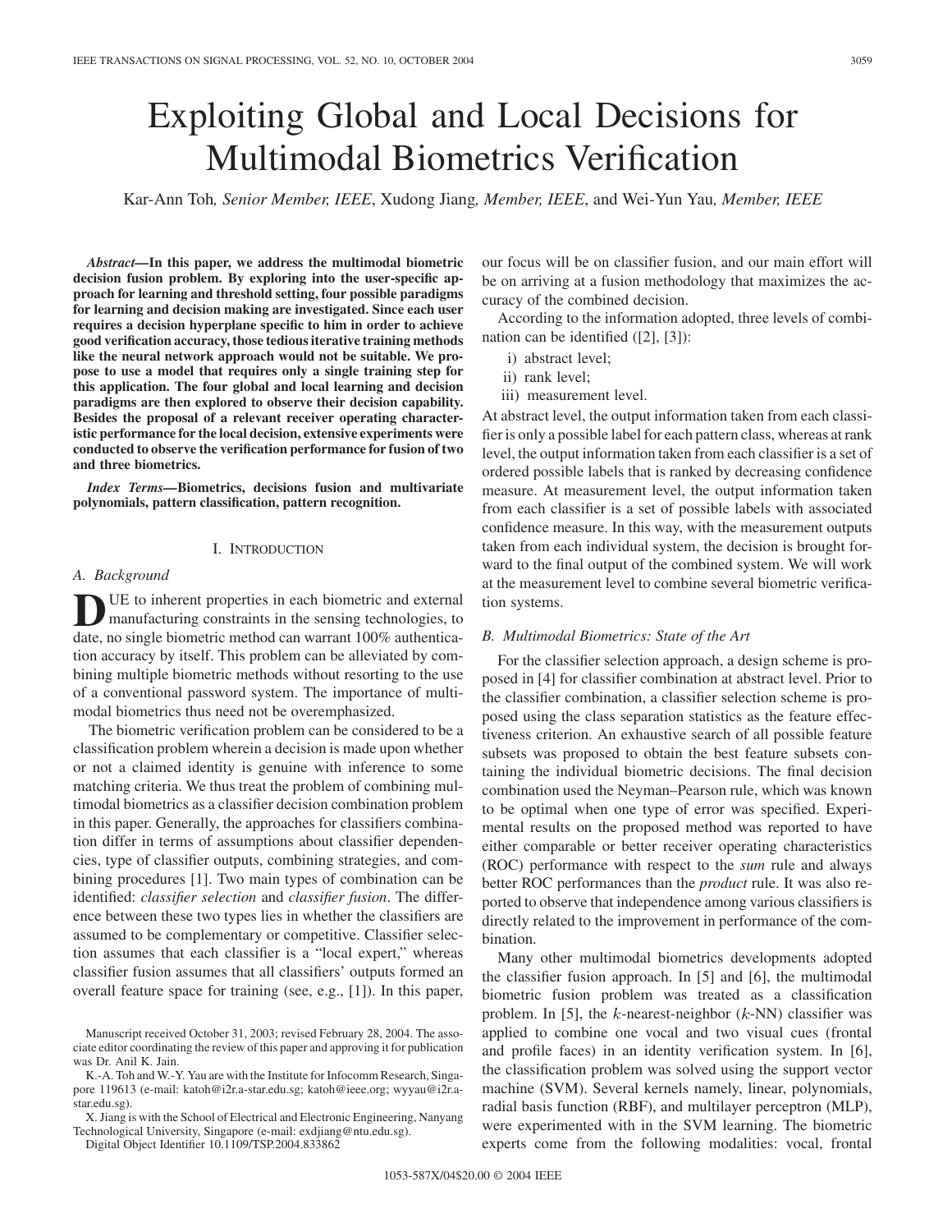# Exploiting Global and Local Decisions for Multimodal Biometrics Verification

Kar-Ann Toh, *Senior Member, IEEE*, Xudong Jiang, *Member, IEEE*, and Wei-Yun Yau, *Member, IEEE*

***Abstract*—In this paper, we address the multimodal biometric decision fusion problem. By exploring into the user-specific approach for learning and threshold setting, four possible paradigms for learning and decision making are investigated. Since each user requires a decision hyperplane specific to him in order to achieve good verification accuracy, those tedious iterative training methods like the neural network approach would not be suitable. We propose to use a model that requires only a single training step for this application. The four global and local learning and decision paradigms are then explored to observe their decision capability. Besides the proposal of a relevant receiver operating characteristic performance for the local decision, extensive experiments were conducted to observe the verification performance for fusion of two and three biometrics.**

***Index Terms*—Biometrics, decisions fusion and multivariate polynomials, pattern classification, pattern recognition.**

## I. Introduction

### A. Background

Due to inherent properties in each biometric and external manufacturing constraints in the sensing technologies, to date, no single biometric method can warrant 100% authentication accuracy by itself. This problem can be alleviated by combining multiple biometric methods without resorting to the use of a conventional password system. The importance of multimodal biometrics thus need not be overemphasized.

The biometric verification problem can be considered to be a classification problem wherein a decision is made upon whether or not a claimed identity is genuine with inference to some matching criteria. We thus treat the problem of combining multimodal biometrics as a classifier decision combination problem in this paper. Generally, the approaches for classifiers combination differ in terms of assumptions about classifier dependencies, type of classifier outputs, combining strategies, and combining procedures [1]. Two main types of combination can be identified: *classifier selection* and *classifier fusion*. The difference between these two types lies in whether the classifiers are assumed to be complementary or competitive. Classifier selection assumes that each classifier is a "local expert," whereas classifier fusion assumes that all classifiers' outputs formed an overall feature space for training (see, e.g., [1]). In this paper, our focus will be on classifier fusion, and our main effort will be on arriving at a fusion methodology that maximizes the accuracy of the combined decision.

According to the information adopted, three levels of combination can be identified ([2], [3]):

i) abstract level;
ii) rank level;
iii) measurement level.

At abstract level, the output information taken from each classifier is only a possible label for each pattern class, whereas at rank level, the output information taken from each classifier is a set of ordered possible labels that is ranked by decreasing confidence measure. At measurement level, the output information taken from each classifier is a set of possible labels with associated confidence measure. In this way, with the measurement outputs taken from each individual system, the decision is brought forward to the final output of the combined system. We will work at the measurement level to combine several biometric verification systems.

### B. Multimodal Biometrics: State of the Art

For the classifier selection approach, a design scheme is proposed in [4] for classifier combination at abstract level. Prior to the classifier combination, a classifier selection scheme is proposed using the class separation statistics as the feature effectiveness criterion. An exhaustive search of all possible feature subsets was proposed to obtain the best feature subsets containing the individual biometric decisions. The final decision combination used the Neyman–Pearson rule, which was known to be optimal when one type of error was specified. Experimental results on the proposed method was reported to have either comparable or better receiver operating characteristics (ROC) performance with respect to the *sum* rule and always better ROC performances than the *product* rule. It was also reported to observe that independence among various classifiers is directly related to the improvement in performance of the combination.

Many other multimodal biometrics developments adopted the classifier fusion approach. In [5] and [6], the multimodal biometric fusion problem was treated as a classification problem. In [5], the $k$-nearest-neighbor ($k$-NN) classifier was applied to combine one vocal and two visual cues (frontal and profile faces) in an identity verification system. In [6], the classification problem was solved using the support vector machine (SVM). Several kernels namely, linear, polynomials, radial basis function (RBF), and multilayer perceptron (MLP), were experimented with in the SVM learning. The biometric experts come from the following modalities: vocal, frontal

Manuscript received October 31, 2003; revised February 28, 2004. The associate editor coordinating the review of this paper and approving it for publication was Dr. Anil K. Jain.

K.-A. Toh and W.-Y. Yau are with the Institute for Infocomm Research, Singapore 119613 (e-mail: katoh@i2r.a-star.edu.sg; katoh@ieee.org; wyyau@i2r.a-star.edu.sg).

X. Jiang is with the School of Electrical and Electronic Engineering, Nanyang Technological University, Singapore (e-mail: exdjiang@ntu.edu.sg).

Digital Object Identifier 10.1109/TSP.2004.833862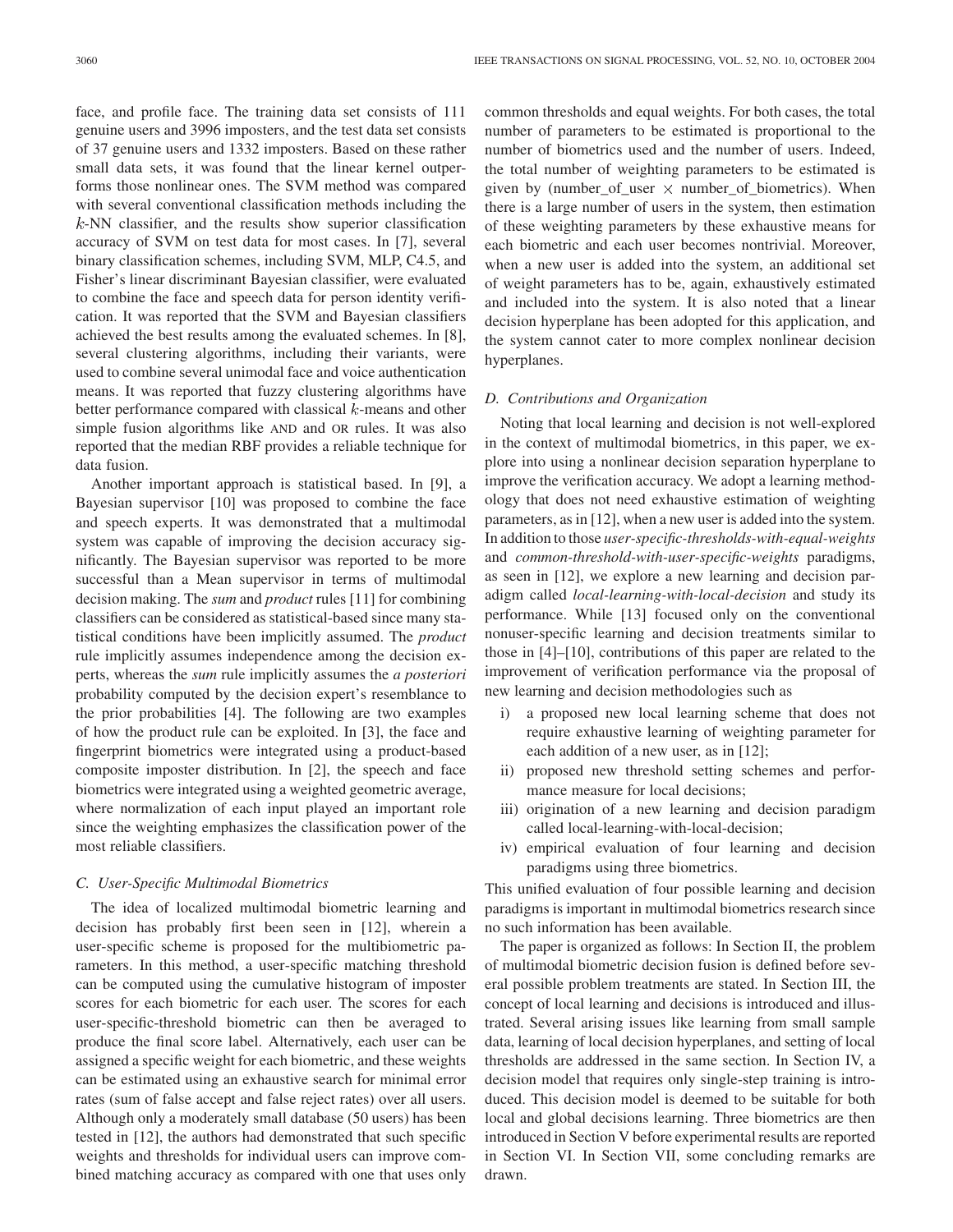face, and profile face. The training data set consists of 111 genuine users and 3996 imposters, and the test data set consists of 37 genuine users and 1332 imposters. Based on these rather small data sets, it was found that the linear kernel outperforms those nonlinear ones. The SVM method was compared with several conventional classification methods including the $k$-NN classifier, and the results show superior classification accuracy of SVM on test data for most cases. In [7], several binary classification schemes, including SVM, MLP, C4.5, and Fisher's linear discriminant Bayesian classifier, were evaluated to combine the face and speech data for person identity verification. It was reported that the SVM and Bayesian classifiers achieved the best results among the evaluated schemes. In [8], several clustering algorithms, including their variants, were used to combine several unimodal face and voice authentication means. It was reported that fuzzy clustering algorithms have better performance compared with classical $k$-means and other simple fusion algorithms like AND and OR rules. It was also reported that the median RBF provides a reliable technique for data fusion.

Another important approach is statistical based. In [9], a Bayesian supervisor [10] was proposed to combine the face and speech experts. It was demonstrated that a multimodal system was capable of improving the decision accuracy significantly. The Bayesian supervisor was reported to be more successful than a Mean supervisor in terms of multimodal decision making. The *sum* and *product* rules [11] for combining classifiers can be considered as statistical-based since many statistical conditions have been implicitly assumed. The *product* rule implicitly assumes independence among the decision experts, whereas the *sum* rule implicitly assumes the *a posteriori* probability computed by the decision expert's resemblance to the prior probabilities [4]. The following are two examples of how the product rule can be exploited. In [3], the face and fingerprint biometrics were integrated using a product-based composite imposter distribution. In [2], the speech and face biometrics were integrated using a weighted geometric average, where normalization of each input played an important role since the weighting emphasizes the classification power of the most reliable classifiers.

### C. User-Specific Multimodal Biometrics

The idea of localized multimodal biometric learning and decision has probably first been seen in [12], wherein a user-specific scheme is proposed for the multibiometric parameters. In this method, a user-specific matching threshold can be computed using the cumulative histogram of imposter scores for each biometric for each user. The scores for each user-specific-threshold biometric can then be averaged to produce the final score label. Alternatively, each user can be assigned a specific weight for each biometric, and these weights can be estimated using an exhaustive search for minimal error rates (sum of false accept and false reject rates) over all users. Although only a moderately small database (50 users) has been tested in [12], the authors had demonstrated that such specific weights and thresholds for individual users can improve combined matching accuracy as compared with one that uses only common thresholds and equal weights. For both cases, the total number of parameters to be estimated is proportional to the number of biometrics used and the number of users. Indeed, the total number of weighting parameters to be estimated is given by (number_of_user $\times$ number_of_biometrics). When there is a large number of users in the system, then estimation of these weighting parameters by these exhaustive means for each biometric and each user becomes nontrivial. Moreover, when a new user is added into the system, an additional set of weight parameters has to be, again, exhaustively estimated and included into the system. It is also noted that a linear decision hyperplane has been adopted for this application, and the system cannot cater to more complex nonlinear decision hyperplanes.

### D. Contributions and Organization

Noting that local learning and decision is not well-explored in the context of multimodal biometrics, in this paper, we explore into using a nonlinear decision separation hyperplane to improve the verification accuracy. We adopt a learning methodology that does not need exhaustive estimation of weighting parameters, as in [12], when a new user is added into the system. In addition to those *user-specific-thresholds-with-equal-weights* and *common-threshold-with-user-specific-weights* paradigms, as seen in [12], we explore a new learning and decision paradigm called *local-learning-with-local-decision* and study its performance. While [13] focused only on the conventional nonuser-specific learning and decision treatments similar to those in [4]–[10], contributions of this paper are related to the improvement of verification performance via the proposal of new learning and decision methodologies such as

i) a proposed new local learning scheme that does not require exhaustive learning of weighting parameter for each addition of a new user, as in [12];
ii) proposed new threshold setting schemes and performance measure for local decisions;
iii) origination of a new learning and decision paradigm called local-learning-with-local-decision;
iv) empirical evaluation of four learning and decision paradigms using three biometrics.

This unified evaluation of four possible learning and decision paradigms is important in multimodal biometrics research since no such information has been available.

The paper is organized as follows: In Section II, the problem of multimodal biometric decision fusion is defined before several possible problem treatments are stated. In Section III, the concept of local learning and decisions is introduced and illustrated. Several arising issues like learning from small sample data, learning of local decision hyperplanes, and setting of local thresholds are addressed in the same section. In Section IV, a decision model that requires only single-step training is introduced. This decision model is deemed to be suitable for both local and global decisions learning. Three biometrics are then introduced in Section V before experimental results are reported in Section VI. In Section VII, some concluding remarks are drawn.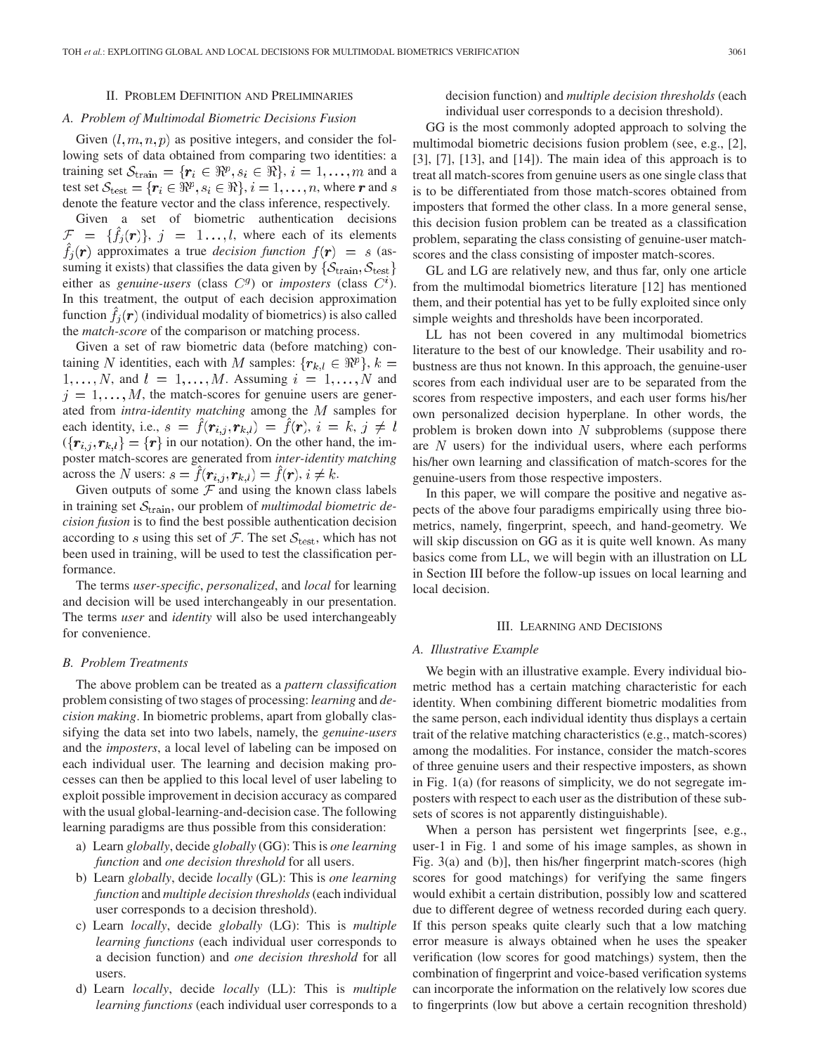## II. Problem Definition and Preliminaries

### A. Problem of Multimodal Biometric Decisions Fusion

Given $(l, m, n, p)$ as positive integers, and consider the following sets of data obtained from comparing two identities: a training set $\mathcal{S}_{\text{train}} = \{\boldsymbol{r}_i \in \Re^p, s_i \in \Re\}, i = 1, \ldots, m$ and a test set $\mathcal{S}_{\text{test}} = \{\boldsymbol{r}_i \in \Re^p, s_i \in \Re\}, i = 1, \ldots, n$, where $\boldsymbol{r}$ and $s$ denote the feature vector and the class inference, respectively.

Given a set of biometric authentication decisions $\mathcal{F} = \{\hat{f}_j(\boldsymbol{r})\}, j = 1 \ldots, l$, where each of its elements $\hat{f}_j(\boldsymbol{r})$ approximates a true *decision function* $f(\boldsymbol{r}) = s$ (assuming it exists) that classifies the data given by $\{\mathcal{S}_{\text{train}}, \mathcal{S}_{\text{test}}\}$ either as *genuine-users* (class $C^g$) or *imposters* (class $C^i$). In this treatment, the output of each decision approximation function $\hat{f}_j(\boldsymbol{r})$ (individual modality of biometrics) is also called the *match-score* of the comparison or matching process.

Given a set of raw biometric data (before matching) containing $N$ identities, each with $M$ samples: $\{\boldsymbol{r}_{k,l} \in \Re^p\}, k = 1, \ldots, N$, and $l = 1, \ldots, M$. Assuming $i = 1, \ldots, N$ and $j = 1, \ldots, M$, the match-scores for genuine users are generated from *intra-identity matching* among the $M$ samples for each identity, i.e., $s = \hat{f}(\boldsymbol{r}_{i,j}, \boldsymbol{r}_{k,l}) = \hat{f}(\boldsymbol{r}), i = k, j \neq l$ ($\{\boldsymbol{r}_{i,j}, \boldsymbol{r}_{k,l}\} = \{\boldsymbol{r}\}$ in our notation). On the other hand, the imposter match-scores are generated from *inter-identity matching* across the $N$ users: $s = \hat{f}(\boldsymbol{r}_{i,j}, \boldsymbol{r}_{k,l}) = \hat{f}(\boldsymbol{r}), i \neq k$.

Given outputs of some $\mathcal{F}$ and using the known class labels in training set $\mathcal{S}_{\text{train}}$, our problem of *multimodal biometric decision fusion* is to find the best possible authentication decision according to $s$ using this set of $\mathcal{F}$. The set $\mathcal{S}_{\text{test}}$, which has not been used in training, will be used to test the classification performance.

The terms *user-specific*, *personalized*, and *local* for learning and decision will be used interchangeably in our presentation. The terms *user* and *identity* will also be used interchangeably for convenience.

### B. Problem Treatments

The above problem can be treated as a *pattern classification* problem consisting of two stages of processing: *learning* and *decision making*. In biometric problems, apart from globally classifying the data set into two labels, namely, the *genuine-users* and the *imposters*, a local level of labeling can be imposed on each individual user. The learning and decision making processes can then be applied to this local level of user labeling to exploit possible improvement in decision accuracy as compared with the usual global-learning-and-decision case. The following learning paradigms are thus possible from this consideration:

a) Learn *globally*, decide *globally* (GG): This is *one learning function* and *one decision threshold* for all users.

b) Learn *globally*, decide *locally* (GL): This is *one learning function* and *multiple decision thresholds* (each individual user corresponds to a decision threshold).

c) Learn *locally*, decide *globally* (LG): This is *multiple learning functions* (each individual user corresponds to a decision function) and *one decision threshold* for all users.

d) Learn *locally*, decide *locally* (LL): This is *multiple learning functions* (each individual user corresponds to a decision function) and *multiple decision thresholds* (each individual user corresponds to a decision threshold).

GG is the most commonly adopted approach to solving the multimodal biometric decisions fusion problem (see, e.g., [2], [3], [7], [13], and [14]). The main idea of this approach is to treat all match-scores from genuine users as one single class that is to be differentiated from those match-scores obtained from imposters that formed the other class. In a more general sense, this decision fusion problem can be treated as a classification problem, separating the class consisting of genuine-user match-scores and the class consisting of imposter match-scores.

GL and LG are relatively new, and thus far, only one article from the multimodal biometrics literature [12] has mentioned them, and their potential has yet to be fully exploited since only simple weights and thresholds have been incorporated.

LL has not been covered in any multimodal biometrics literature to the best of our knowledge. Their usability and robustness are thus not known. In this approach, the genuine-user scores from each individual user are to be separated from the scores from respective imposters, and each user forms his/her own personalized decision hyperplane. In other words, the problem is broken down into $N$ subproblems (suppose there are $N$ users) for the individual users, where each performs his/her own learning and classification of match-scores for the genuine-users from those respective imposters.

In this paper, we will compare the positive and negative aspects of the above four paradigms empirically using three biometrics, namely, fingerprint, speech, and hand-geometry. We will skip discussion on GG as it is quite well known. As many basics come from LL, we will begin with an illustration on LL in Section III before the follow-up issues on local learning and local decision.

## III. Learning and Decisions

### A. Illustrative Example

We begin with an illustrative example. Every individual biometric method has a certain matching characteristic for each identity. When combining different biometric modalities from the same person, each individual identity thus displays a certain trait of the relative matching characteristics (e.g., match-scores) among the modalities. For instance, consider the match-scores of three genuine users and their respective imposters, as shown in Fig. 1(a) (for reasons of simplicity, we do not segregate imposters with respect to each user as the distribution of these subsets of scores is not apparently distinguishable).

When a person has persistent wet fingerprints [see, e.g., user-1 in Fig. 1 and some of his image samples, as shown in Fig. 3(a) and (b)], then his/her fingerprint match-scores (high scores for good matchings) for verifying the same fingers would exhibit a certain distribution, possibly low and scattered due to different degree of wetness recorded during each query. If this person speaks quite clearly such that a low matching error measure is always obtained when he uses the speaker verification (low scores for good matchings) system, then the combination of fingerprint and voice-based verification systems can incorporate the information on the relatively low scores due to fingerprints (low but above a certain recognition threshold)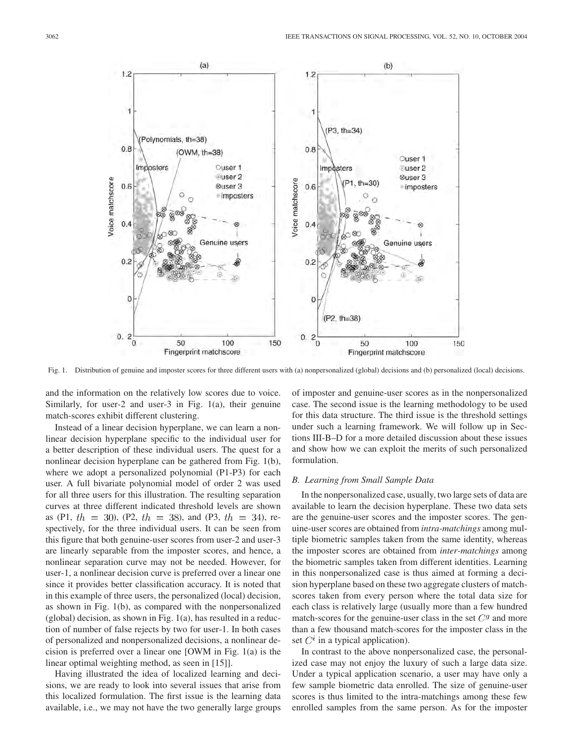(a)

1.2

1

0.8

0.6

0.4

0.2

0

0. 2

0 50 100 150

Voice matchscore

Fingerprint matchscore

(Polynomials, th=38)

(OWM, th=38)

Imposters

Genuine users

user 1

user 2

user 3

imposters

(b)

1.2

1

0.8

0.6

0.4

0.2

0

0. 2

0 50 100 150

Voice matchscore

Fingerprint matchscore

(P3, th=34)

Imposters

(P1, th=30)

(P2, th=38)

Genuine users

user 1

user 2

user 3

imposters

Fig. 1. Distribution of genuine and imposter scores for three different users with (a) nonpersonalized (global) decisions and (b) personalized (local) decisions.

and the information on the relatively low scores due to voice. Similarly, for user-2 and user-3 in Fig. 1(a), their genuine match-scores exhibit different clustering.

Instead of a linear decision hyperplane, we can learn a nonlinear decision hyperplane specific to the individual user for a better description of these individual users. The quest for a nonlinear decision hyperplane can be gathered from Fig. 1(b), where we adopt a personalized polynomial (P1-P3) for each user. A full bivariate polynomial model of order 2 was used for all three users for this illustration. The resulting separation curves at three different indicated threshold levels are shown as (P1, $th = 30$), (P2, $th = 38$), and (P3, $th = 34$), respectively, for the three individual users. It can be seen from this figure that both genuine-user scores from user-2 and user-3 are linearly separable from the imposter scores, and hence, a nonlinear separation curve may not be needed. However, for user-1, a nonlinear decision curve is preferred over a linear one since it provides better classification accuracy. It is noted that in this example of three users, the personalized (local) decision, as shown in Fig. 1(b), as compared with the nonpersonalized (global) decision, as shown in Fig. 1(a), has resulted in a reduction of number of false rejects by two for user-1. In both cases of personalized and nonpersonalized decisions, a nonlinear decision is preferred over a linear one [OWM in Fig. 1(a) is the linear optimal weighting method, as seen in [15]].

Having illustrated the idea of localized learning and decisions, we are ready to look into several issues that arise from this localized formulation. The first issue is the learning data available, i.e., we may not have the two generally large groups of imposter and genuine-user scores as in the nonpersonalized case. The second issue is the learning methodology to be used for this data structure. The third issue is the threshold settings under such a learning framework. We will follow up in Sections III-B–D for a more detailed discussion about these issues and show how we can exploit the merits of such personalized formulation.

## B. Learning from Small Sample Data

In the nonpersonalized case, usually, two large sets of data are available to learn the decision hyperplane. These two data sets are the genuine-user scores and the imposter scores. The genuine-user scores are obtained from *intra-matchings* among multiple biometric samples taken from the same identity, whereas the imposter scores are obtained from *inter-matchings* among the biometric samples taken from different identities. Learning in this nonpersonalized case is thus aimed at forming a decision hyperplane based on these two aggregate clusters of match-scores taken from every person where the total data size for each class is relatively large (usually more than a few hundred match-scores for the genuine-user class in the set $C^g$ and more than a few thousand match-scores for the imposter class in the set $C^i$ in a typical application).

In contrast to the above nonpersonalized case, the personalized case may not enjoy the luxury of such a large data size. Under a typical application scenario, a user may have only a few sample biometric data enrolled. The size of genuine-user scores is thus limited to the intra-matchings among these few enrolled samples from the same person. As for the imposter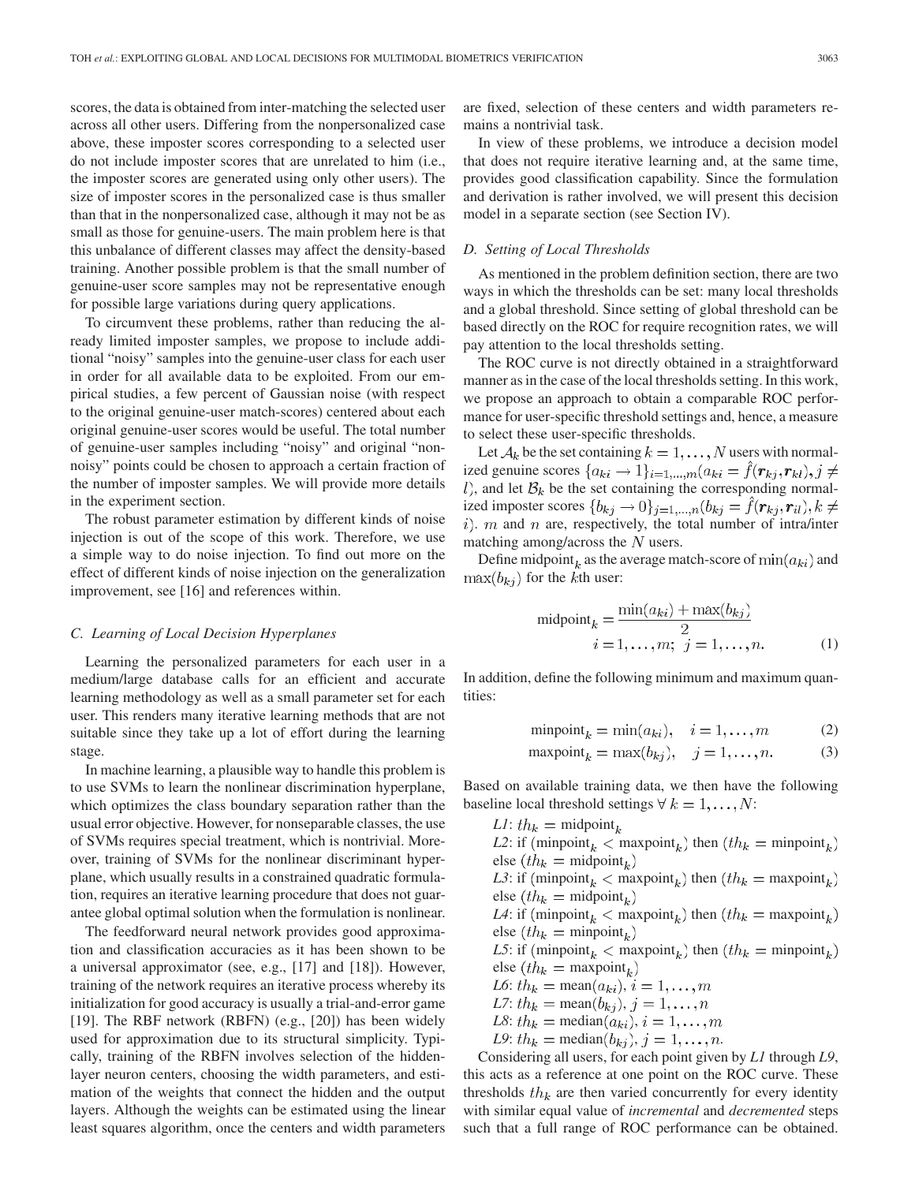scores, the data is obtained from inter-matching the selected user across all other users. Differing from the nonpersonalized case above, these imposter scores corresponding to a selected user do not include imposter scores that are unrelated to him (i.e., the imposter scores are generated using only other users). The size of imposter scores in the personalized case is thus smaller than that in the nonpersonalized case, although it may not be as small as those for genuine-users. The main problem here is that this unbalance of different classes may affect the density-based training. Another possible problem is that the small number of genuine-user score samples may not be representative enough for possible large variations during query applications.

To circumvent these problems, rather than reducing the already limited imposter samples, we propose to include additional "noisy" samples into the genuine-user class for each user in order for all available data to be exploited. From our empirical studies, a few percent of Gaussian noise (with respect to the original genuine-user match-scores) centered about each original genuine-user scores would be useful. The total number of genuine-user samples including "noisy" and original "non-noisy" points could be chosen to approach a certain fraction of the number of imposter samples. We will provide more details in the experiment section.

The robust parameter estimation by different kinds of noise injection is out of the scope of this work. Therefore, we use a simple way to do noise injection. To find out more on the effect of different kinds of noise injection on the generalization improvement, see [16] and references within.

### C. Learning of Local Decision Hyperplanes

Learning the personalized parameters for each user in a medium/large database calls for an efficient and accurate learning methodology as well as a small parameter set for each user. This renders many iterative learning methods that are not suitable since they take up a lot of effort during the learning stage.

In machine learning, a plausible way to handle this problem is to use SVMs to learn the nonlinear discrimination hyperplane, which optimizes the class boundary separation rather than the usual error objective. However, for nonseparable classes, the use of SVMs requires special treatment, which is nontrivial. Moreover, training of SVMs for the nonlinear discriminant hyperplane, which usually results in a constrained quadratic formulation, requires an iterative learning procedure that does not guarantee global optimal solution when the formulation is nonlinear.

The feedforward neural network provides good approximation and classification accuracies as it has been shown to be a universal approximator (see, e.g., [17] and [18]). However, training of the network requires an iterative process whereby its initialization for good accuracy is usually a trial-and-error game [19]. The RBF network (RBFN) (e.g., [20]) has been widely used for approximation due to its structural simplicity. Typically, training of the RBFN involves selection of the hidden-layer neuron centers, choosing the width parameters, and estimation of the weights that connect the hidden and the output layers. Although the weights can be estimated using the linear least squares algorithm, once the centers and width parameters are fixed, selection of these centers and width parameters remains a nontrivial task.

In view of these problems, we introduce a decision model that does not require iterative learning and, at the same time, provides good classification capability. Since the formulation and derivation is rather involved, we will present this decision model in a separate section (see Section IV).

### D. Setting of Local Thresholds

As mentioned in the problem definition section, there are two ways in which the thresholds can be set: many local thresholds and a global threshold. Since setting of global threshold can be based directly on the ROC for require recognition rates, we will pay attention to the local thresholds setting.

The ROC curve is not directly obtained in a straightforward manner as in the case of the local thresholds setting. In this work, we propose an approach to obtain a comparable ROC performance for user-specific threshold settings and, hence, a measure to select these user-specific thresholds.

Let $\mathcal{A}_k$ be the set containing $k = 1, \ldots, N$ users with normalized genuine scores $\{a_{ki} \rightarrow 1\}_{i=1,\ldots,m} (a_{ki} = \hat{f}(\boldsymbol{r}_{kj}, \boldsymbol{r}_{kl}), j \neq l)$, and let $\mathcal{B}_k$ be the set containing the corresponding normalized imposter scores $\{b_{kj} \rightarrow 0\}_{j=1,\ldots,n} (b_{kj} = \hat{f}(\boldsymbol{r}_{kj}, \boldsymbol{r}_{il}), k \neq i)$. $m$ and $n$ are, respectively, the total number of intra/inter matching among/across the $N$ users.

Define $\text{midpoint}_k$ as the average match-score of $\min(a_{ki})$ and $\max(b_{kj})$ for the $k$th user:

$$\text{midpoint}_k = \frac{\min(a_{ki}) + \max(b_{kj})}{2}$$
$$i = 1, \ldots, m; \quad j = 1, \ldots, n. \tag{1}$$

In addition, define the following minimum and maximum quantities:

$$\text{minpoint}_k = \min(a_{ki}), \quad i = 1, \ldots, m \tag{2}$$

$$\text{maxpoint}_k = \max(b_{kj}), \quad j = 1, \ldots, n. \tag{3}$$

Based on available training data, we then have the following baseline local threshold settings $\forall\, k = 1, \ldots, N$:

*L1*: $th_k = \text{midpoint}_k$
*L2*: if $(\text{minpoint}_k < \text{maxpoint}_k)$ then $(th_k = \text{minpoint}_k)$ else $(th_k = \text{midpoint}_k)$
*L3*: if $(\text{minpoint}_k < \text{maxpoint}_k)$ then $(th_k = \text{maxpoint}_k)$ else $(th_k = \text{midpoint}_k)$
*L4*: if $(\text{minpoint}_k < \text{maxpoint}_k)$ then $(th_k = \text{maxpoint}_k)$ else $(th_k = \text{minpoint}_k)$
*L5*: if $(\text{minpoint}_k < \text{maxpoint}_k)$ then $(th_k = \text{minpoint}_k)$ else $(th_k = \text{maxpoint}_k)$
*L6*: $th_k = \text{mean}(a_{ki}), i = 1, \ldots, m$
*L7*: $th_k = \text{mean}(b_{kj}), j = 1, \ldots, n$
*L8*: $th_k = \text{median}(a_{ki}), i = 1, \ldots, m$
*L9*: $th_k = \text{median}(b_{kj}), j = 1, \ldots, n.$

Considering all users, for each point given by *L1* through *L9*, this acts as a reference at one point on the ROC curve. These thresholds $th_k$ are then varied concurrently for every identity with similar equal value of *incremental* and *decremented* steps such that a full range of ROC performance can be obtained.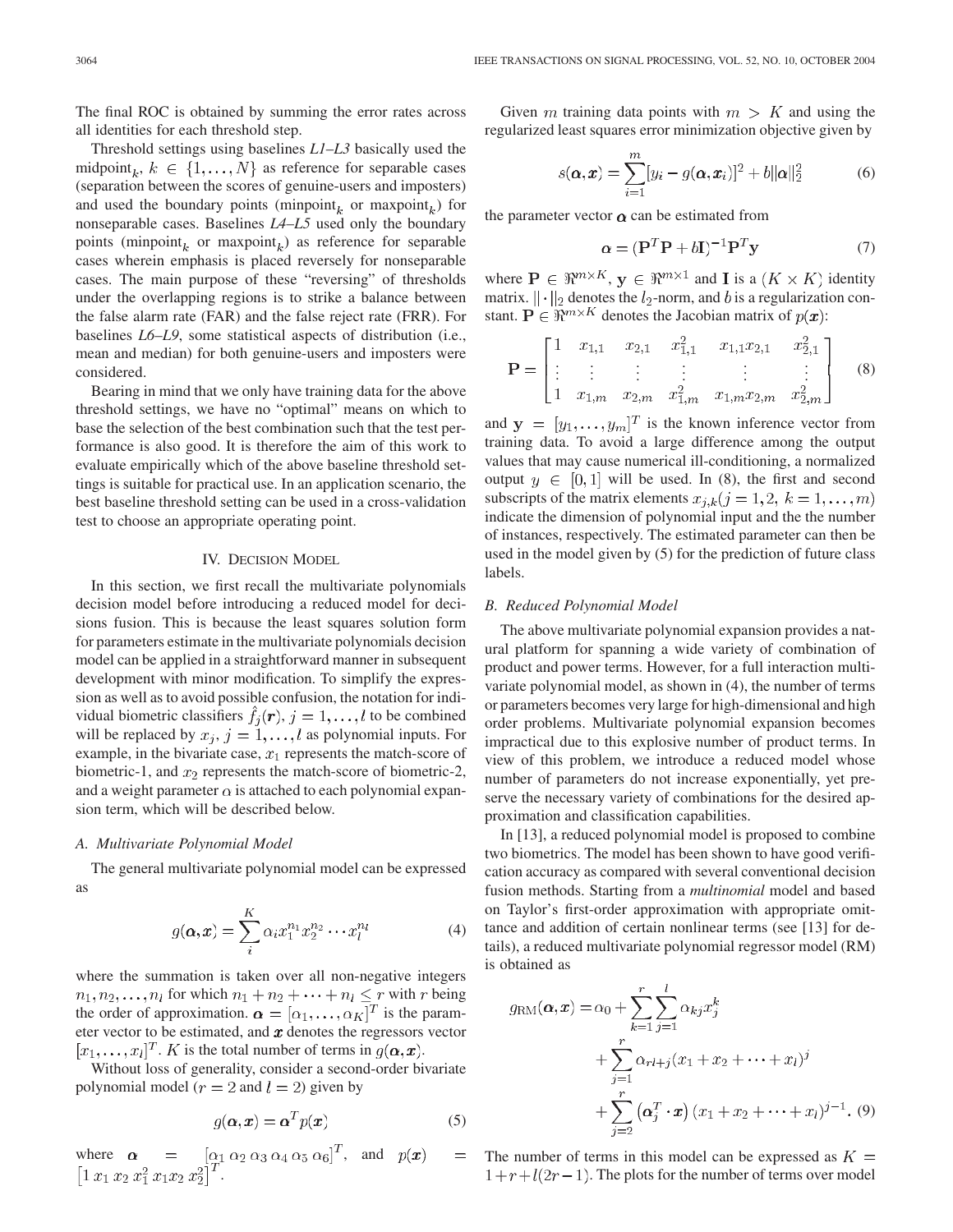The final ROC is obtained by summing the error rates across all identities for each threshold step.

Threshold settings using baselines *L1–L3* basically used the midpoint$_k$, $k \in \{1, \ldots, N\}$ as reference for separable cases (separation between the scores of genuine-users and imposters) and used the boundary points (minpoint$_k$ or maxpoint$_k$) for nonseparable cases. Baselines *L4–L5* used only the boundary points (minpoint$_k$ or maxpoint$_k$) as reference for separable cases wherein emphasis is placed reversely for nonseparable cases. The main purpose of these "reversing" of thresholds under the overlapping regions is to strike a balance between the false alarm rate (FAR) and the false reject rate (FRR). For baselines *L6–L9*, some statistical aspects of distribution (i.e., mean and median) for both genuine-users and imposters were considered.

Bearing in mind that we only have training data for the above threshold settings, we have no "optimal" means on which to base the selection of the best combination such that the test performance is also good. It is therefore the aim of this work to evaluate empirically which of the above baseline threshold settings is suitable for practical use. In an application scenario, the best baseline threshold setting can be used in a cross-validation test to choose an appropriate operating point.

## IV. Decision Model

In this section, we first recall the multivariate polynomials decision model before introducing a reduced model for decisions fusion. This is because the least squares solution form for parameters estimate in the multivariate polynomials decision model can be applied in a straightforward manner in subsequent development with minor modification. To simplify the expression as well as to avoid possible confusion, the notation for individual biometric classifiers $\hat{f}_j(\boldsymbol{r}), j = 1, \ldots, l$ to be combined will be replaced by $x_j, j = 1, \ldots, l$ as polynomial inputs. For example, in the bivariate case, $x_1$ represents the match-score of biometric-1, and $x_2$ represents the match-score of biometric-2, and a weight parameter $\alpha$ is attached to each polynomial expansion term, which will be described below.

### A. Multivariate Polynomial Model

The general multivariate polynomial model can be expressed as

$$g(\boldsymbol{\alpha}, \boldsymbol{x}) = \sum_{i}^{K} \alpha_i x_1^{n_1} x_2^{n_2} \cdots x_l^{n_l} \tag{4}$$

where the summation is taken over all non-negative integers $n_1, n_2, \ldots, n_l$ for which $n_1 + n_2 + \cdots + n_l \leq r$ with $r$ being the order of approximation. $\boldsymbol{\alpha} = [\alpha_1, \ldots, \alpha_K]^T$ is the parameter vector to be estimated, and $\boldsymbol{x}$ denotes the regressors vector $[x_1, \ldots, x_l]^T$. $K$ is the total number of terms in $g(\boldsymbol{\alpha}, \boldsymbol{x})$.

Without loss of generality, consider a second-order bivariate polynomial model ($r = 2$ and $l = 2$) given by

$$g(\boldsymbol{\alpha}, \boldsymbol{x}) = \boldsymbol{\alpha}^T p(\boldsymbol{x}) \tag{5}$$

where $\boldsymbol{\alpha} = [\alpha_1\ \alpha_2\ \alpha_3\ \alpha_4\ \alpha_5\ \alpha_6]^T$, and $p(\boldsymbol{x}) = [1\ x_1\ x_2\ x_1^2\ x_1 x_2\ x_2^2]^T$.

Given $m$ training data points with $m > K$ and using the regularized least squares error minimization objective given by

$$s(\boldsymbol{\alpha}, \boldsymbol{x}) = \sum_{i=1}^{m} [y_i - g(\boldsymbol{\alpha}, \boldsymbol{x}_i)]^2 + b\|\boldsymbol{\alpha}\|_2^2 \tag{6}$$

the parameter vector $\boldsymbol{\alpha}$ can be estimated from

$$\boldsymbol{\alpha} = (\mathbf{P}^T\mathbf{P} + b\mathbf{I})^{-1}\mathbf{P}^T\mathbf{y} \tag{7}$$

where $\mathbf{P} \in \Re^{m \times K}$, $\mathbf{y} \in \Re^{m \times 1}$ and $\mathbf{I}$ is a $(K \times K)$ identity matrix. $\|\cdot\|_2$ denotes the $l_2$-norm, and $b$ is a regularization constant. $\mathbf{P} \in \Re^{m \times K}$ denotes the Jacobian matrix of $p(\boldsymbol{x})$:

$$\mathbf{P} = \begin{bmatrix} 1 & x_{1,1} & x_{2,1} & x_{1,1}^2 & x_{1,1}x_{2,1} & x_{2,1}^2 \\ \vdots & \vdots & \vdots & \vdots & \vdots & \vdots \\ 1 & x_{1,m} & x_{2,m} & x_{1,m}^2 & x_{1,m}x_{2,m} & x_{2,m}^2 \end{bmatrix} \tag{8}$$

and $\mathbf{y} = [y_1, \ldots, y_m]^T$ is the known inference vector from training data. To avoid a large difference among the output values that may cause numerical ill-conditioning, a normalized output $y \in [0, 1]$ will be used. In (8), the first and second subscripts of the matrix elements $x_{j,k} (j = 1, 2,\ k = 1, \ldots, m)$ indicate the dimension of polynomial input and the the number of instances, respectively. The estimated parameter can then be used in the model given by (5) for the prediction of future class labels.

### B. Reduced Polynomial Model

The above multivariate polynomial expansion provides a natural platform for spanning a wide variety of combination of product and power terms. However, for a full interaction multivariate polynomial model, as shown in (4), the number of terms or parameters becomes very large for high-dimensional and high order problems. Multivariate polynomial expansion becomes impractical due to this explosive number of product terms. In view of this problem, we introduce a reduced model whose number of parameters do not increase exponentially, yet preserve the necessary variety of combinations for the desired approximation and classification capabilities.

In [13], a reduced polynomial model is proposed to combine two biometrics. The model has been shown to have good verification accuracy as compared with several conventional decision fusion methods. Starting from a *multinomial* model and based on Taylor's first-order approximation with appropriate omittance and addition of certain nonlinear terms (see [13] for details), a reduced multivariate polynomial regressor model (RM) is obtained as

$$\begin{aligned} g_{\text{RM}}(\boldsymbol{\alpha}, \boldsymbol{x}) = \alpha_0 &+ \sum_{k=1}^{r}\sum_{j=1}^{l} \alpha_{kj} x_j^k \\ &+ \sum_{j=1}^{r} \alpha_{rl+j}(x_1 + x_2 + \cdots + x_l)^j \\ &+ \sum_{j=2}^{r} \left(\boldsymbol{\alpha}_j^T \cdot \boldsymbol{x}\right)(x_1 + x_2 + \cdots + x_l)^{j-1}. \end{aligned} \tag{9}$$

The number of terms in this model can be expressed as $K = 1 + r + l(2r - 1)$. The plots for the number of terms over model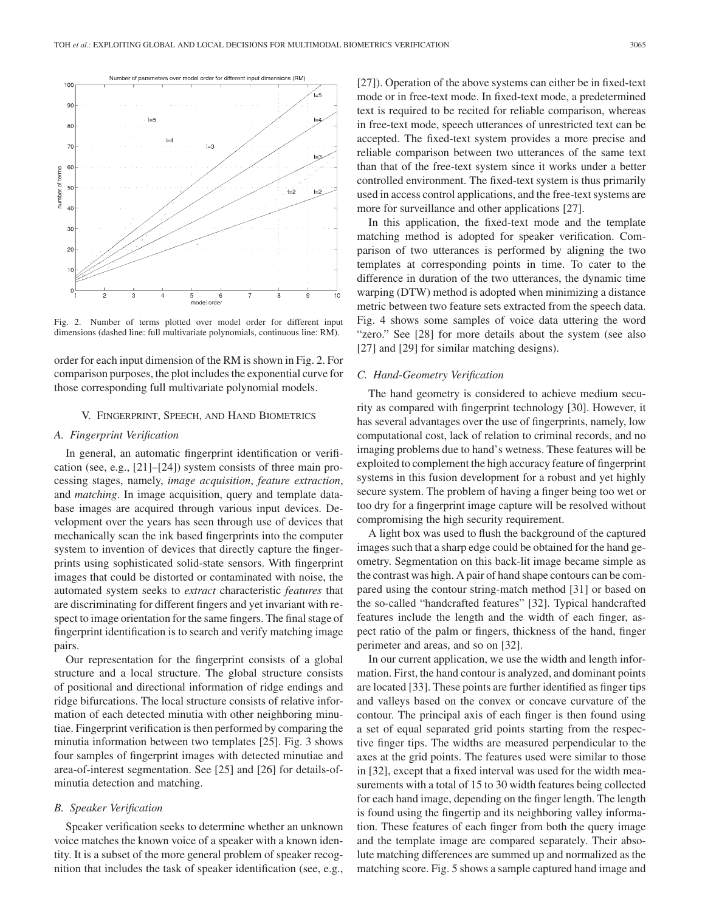Number of parameters over model order for different input dimensions (RM)

100
90
80
70
60
50
40
30
20
10
0

number of terms

1 2 3 4 5 6 7 8 9 10

model order

l=5
l=4
l=3
l=5
l=4
l=3
l=2
l=2

Fig. 2. Number of terms plotted over model order for different input dimensions (dashed line: full multivariate polynomials, continuous line: RM).

order for each input dimension of the RM is shown in Fig. 2. For comparison purposes, the plot includes the exponential curve for those corresponding full multivariate polynomial models.

## V. Fingerprint, Speech, and Hand Biometrics

### A. Fingerprint Verification

In general, an automatic fingerprint identification or verification (see, e.g., [21]–[24]) system consists of three main processing stages, namely, *image acquisition*, *feature extraction*, and *matching*. In image acquisition, query and template database images are acquired through various input devices. Development over the years has seen through use of devices that mechanically scan the ink based fingerprints into the computer system to invention of devices that directly capture the fingerprints using sophisticated solid-state sensors. With fingerprint images that could be distorted or contaminated with noise, the automated system seeks to *extract* characteristic *features* that are discriminating for different fingers and yet invariant with respect to image orientation for the same fingers. The final stage of fingerprint identification is to search and verify matching image pairs.

Our representation for the fingerprint consists of a global structure and a local structure. The global structure consists of positional and directional information of ridge endings and ridge bifurcations. The local structure consists of relative information of each detected minutia with other neighboring minutiae. Fingerprint verification is then performed by comparing the minutia information between two templates [25]. Fig. 3 shows four samples of fingerprint images with detected minutiae and area-of-interest segmentation. See [25] and [26] for details-of-minutia detection and matching.

### B. Speaker Verification

Speaker verification seeks to determine whether an unknown voice matches the known voice of a speaker with a known identity. It is a subset of the more general problem of speaker recognition that includes the task of speaker identification (see, e.g., [27]). Operation of the above systems can either be in fixed-text mode or in free-text mode. In fixed-text mode, a predetermined text is required to be recited for reliable comparison, whereas in free-text mode, speech utterances of unrestricted text can be accepted. The fixed-text system provides a more precise and reliable comparison between two utterances of the same text than that of the free-text system since it works under a better controlled environment. The fixed-text system is thus primarily used in access control applications, and the free-text systems are more for surveillance and other applications [27].

In this application, the fixed-text mode and the template matching method is adopted for speaker verification. Comparison of two utterances is performed by aligning the two templates at corresponding points in time. To cater to the difference in duration of the two utterances, the dynamic time warping (DTW) method is adopted when minimizing a distance metric between two feature sets extracted from the speech data. Fig. 4 shows some samples of voice data uttering the word "zero." See [28] for more details about the system (see also [27] and [29] for similar matching designs).

### C. Hand-Geometry Verification

The hand geometry is considered to achieve medium security as compared with fingerprint technology [30]. However, it has several advantages over the use of fingerprints, namely, low computational cost, lack of relation to criminal records, and no imaging problems due to hand's wetness. These features will be exploited to complement the high accuracy feature of fingerprint systems in this fusion development for a robust and yet highly secure system. The problem of having a finger being too wet or too dry for a fingerprint image capture will be resolved without compromising the high security requirement.

A light box was used to flush the background of the captured images such that a sharp edge could be obtained for the hand geometry. Segmentation on this back-lit image became simple as the contrast was high. A pair of hand shape contours can be compared using the contour string-match method [31] or based on the so-called "handcrafted features" [32]. Typical handcrafted features include the length and the width of each finger, aspect ratio of the palm or fingers, thickness of the hand, finger perimeter and areas, and so on [32].

In our current application, we use the width and length information. First, the hand contour is analyzed, and dominant points are located [33]. These points are further identified as finger tips and valleys based on the convex or concave curvature of the contour. The principal axis of each finger is then found using a set of equal separated grid points starting from the respective finger tips. The widths are measured perpendicular to the axes at the grid points. The features used were similar to those in [32], except that a fixed interval was used for the width measurements with a total of 15 to 30 width features being collected for each hand image, depending on the finger length. The length is found using the fingertip and its neighboring valley information. These features of each finger from both the query image and the template image are compared separately. Their absolute matching differences are summed up and normalized as the matching score. Fig. 5 shows a sample captured hand image and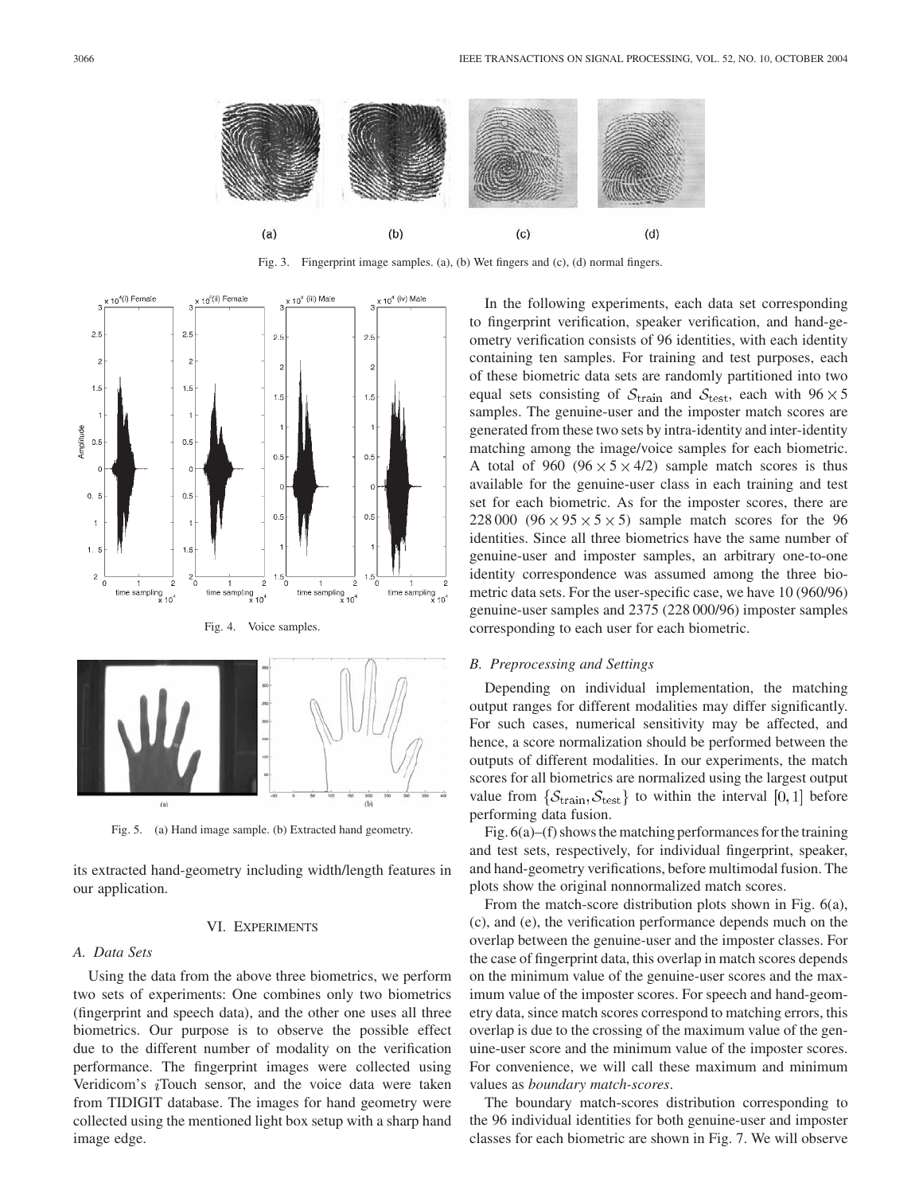Fig. 3. Fingerprint image samples. (a), (b) Wet fingers and (c), (d) normal fingers.

Fig. 4. Voice samples.

Fig. 5. (a) Hand image sample. (b) Extracted hand geometry.

its extracted hand-geometry including width/length features in our application.

## VI. Experiments

### A. Data Sets

Using the data from the above three biometrics, we perform two sets of experiments: One combines only two biometrics (fingerprint and speech data), and the other one uses all three biometrics. Our purpose is to observe the possible effect due to the different number of modality on the verification performance. The fingerprint images were collected using Veridicom's *i*Touch sensor, and the voice data were taken from TIDIGIT database. The images for hand geometry were collected using the mentioned light box setup with a sharp hand image edge.

In the following experiments, each data set corresponding to fingerprint verification, speaker verification, and hand-geometry verification consists of 96 identities, with each identity containing ten samples. For training and test purposes, each of these biometric data sets are randomly partitioned into two equal sets consisting of $\mathcal{S}_{\text{train}}$ and $\mathcal{S}_{\text{test}}$, each with $96 \times 5$ samples. The genuine-user and the imposter match scores are generated from these two sets by intra-identity and inter-identity matching among the image/voice samples for each biometric. A total of 960 $(96 \times 5 \times 4/2)$ sample match scores is thus available for the genuine-user class in each training and test set for each biometric. As for the imposter scores, there are 228 000 $(96 \times 95 \times 5 \times 5)$ sample match scores for the 96 identities. Since all three biometrics have the same number of genuine-user and imposter samples, an arbitrary one-to-one identity correspondence was assumed among the three biometric data sets. For the user-specific case, we have 10 (960/96) genuine-user samples and 2375 (228 000/96) imposter samples corresponding to each user for each biometric.

### B. Preprocessing and Settings

Depending on individual implementation, the matching output ranges for different modalities may differ significantly. For such cases, numerical sensitivity may be affected, and hence, a score normalization should be performed between the outputs of different modalities. In our experiments, the match scores for all biometrics are normalized using the largest output value from $\{\mathcal{S}_{\text{train}}, \mathcal{S}_{\text{test}}\}$ to within the interval $[0, 1]$ before performing data fusion.

Fig. 6(a)–(f) shows the matching performances for the training and test sets, respectively, for individual fingerprint, speaker, and hand-geometry verifications, before multimodal fusion. The plots show the original nonnormalized match scores.

From the match-score distribution plots shown in Fig. 6(a), (c), and (e), the verification performance depends much on the overlap between the genuine-user and the imposter classes. For the case of fingerprint data, this overlap in match scores depends on the minimum value of the genuine-user scores and the maximum value of the imposter scores. For speech and hand-geometry data, since match scores correspond to matching errors, this overlap is due to the crossing of the maximum value of the genuine-user score and the minimum value of the imposter scores. For convenience, we will call these maximum and minimum values as *boundary match-scores*.

The boundary match-scores distribution corresponding to the 96 individual identities for both genuine-user and imposter classes for each biometric are shown in Fig. 7. We will observe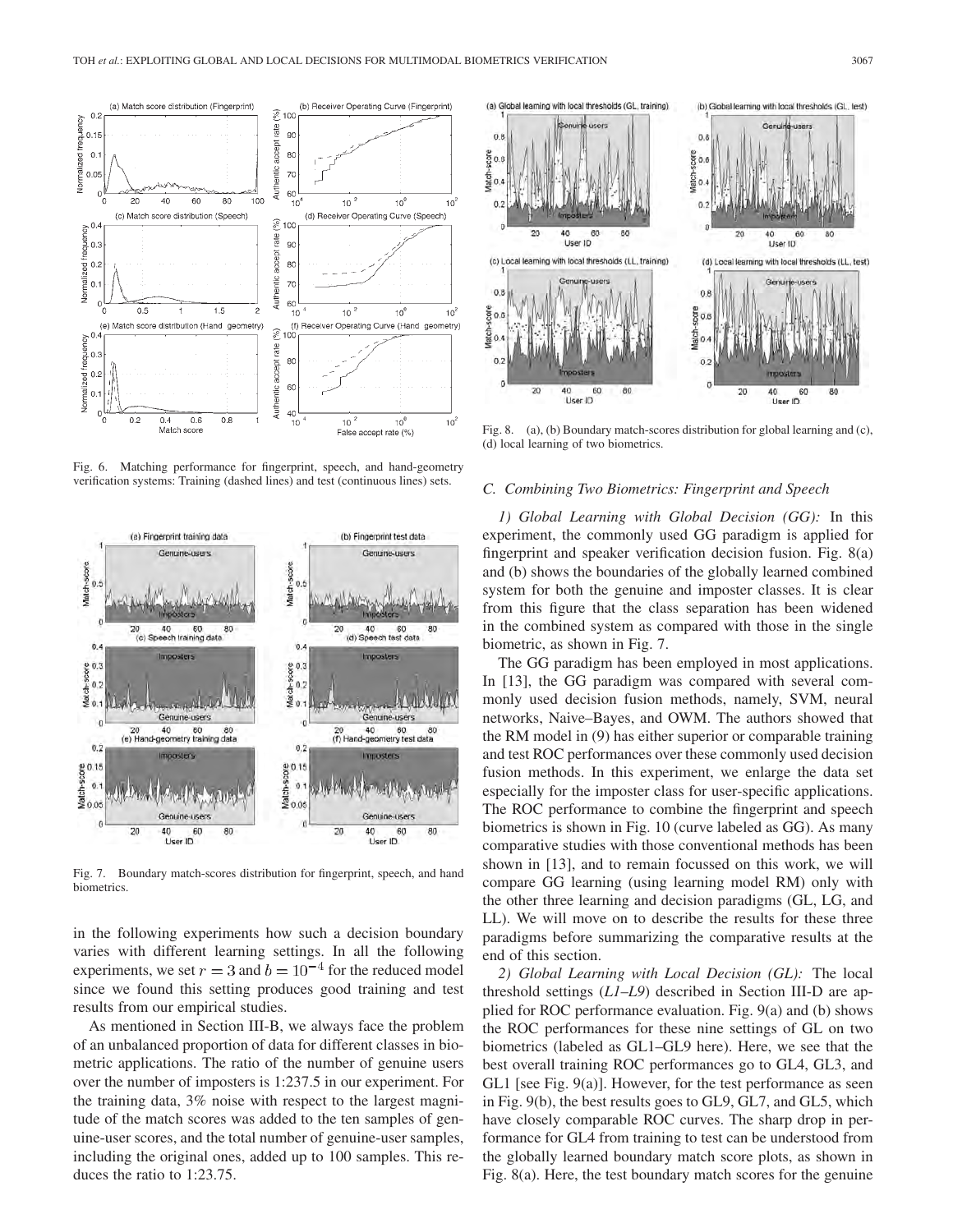Fig. 6. Matching performance for fingerprint, speech, and hand-geometry verification systems: Training (dashed lines) and test (continuous lines) sets.

Fig. 7. Boundary match-scores distribution for fingerprint, speech, and hand biometrics.

in the following experiments how such a decision boundary varies with different learning settings. In all the following experiments, we set $r = 3$ and $b = 10^{-4}$ for the reduced model since we found this setting produces good training and test results from our empirical studies.

As mentioned in Section III-B, we always face the problem of an unbalanced proportion of data for different classes in biometric applications. The ratio of the number of genuine users over the number of imposters is 1:237.5 in our experiment. For the training data, 3% noise with respect to the largest magnitude of the match scores was added to the ten samples of genuine-user scores, and the total number of genuine-user samples, including the original ones, added up to 100 samples. This reduces the ratio to 1:23.75.

Fig. 8. (a), (b) Boundary match-scores distribution for global learning and (c), (d) local learning of two biometrics.

### C. Combining Two Biometrics: Fingerprint and Speech

*1) Global Learning with Global Decision (GG):* In this experiment, the commonly used GG paradigm is applied for fingerprint and speaker verification decision fusion. Fig. 8(a) and (b) shows the boundaries of the globally learned combined system for both the genuine and imposter classes. It is clear from this figure that the class separation has been widened in the combined system as compared with those in the single biometric, as shown in Fig. 7.

The GG paradigm has been employed in most applications. In [13], the GG paradigm was compared with several commonly used decision fusion methods, namely, SVM, neural networks, Naive–Bayes, and OWM. The authors showed that the RM model in (9) has either superior or comparable training and test ROC performances over these commonly used decision fusion methods. In this experiment, we enlarge the data set especially for the imposter class for user-specific applications. The ROC performance to combine the fingerprint and speech biometrics is shown in Fig. 10 (curve labeled as GG). As many comparative studies with those conventional methods has been shown in [13], and to remain focussed on this work, we will compare GG learning (using learning model RM) only with the other three learning and decision paradigms (GL, LG, and LL). We will move on to describe the results for these three paradigms before summarizing the comparative results at the end of this section.

*2) Global Learning with Local Decision (GL):* The local threshold settings (*L1*–*L9*) described in Section III-D are applied for ROC performance evaluation. Fig. 9(a) and (b) shows the ROC performances for these nine settings of GL on two biometrics (labeled as GL1–GL9 here). Here, we see that the best overall training ROC performances go to GL4, GL3, and GL1 [see Fig. 9(a)]. However, for the test performance as seen in Fig. 9(b), the best results goes to GL9, GL7, and GL5, which have closely comparable ROC curves. The sharp drop in performance for GL4 from training to test can be understood from the globally learned boundary match score plots, as shown in Fig. 8(a). Here, the test boundary match scores for the genuine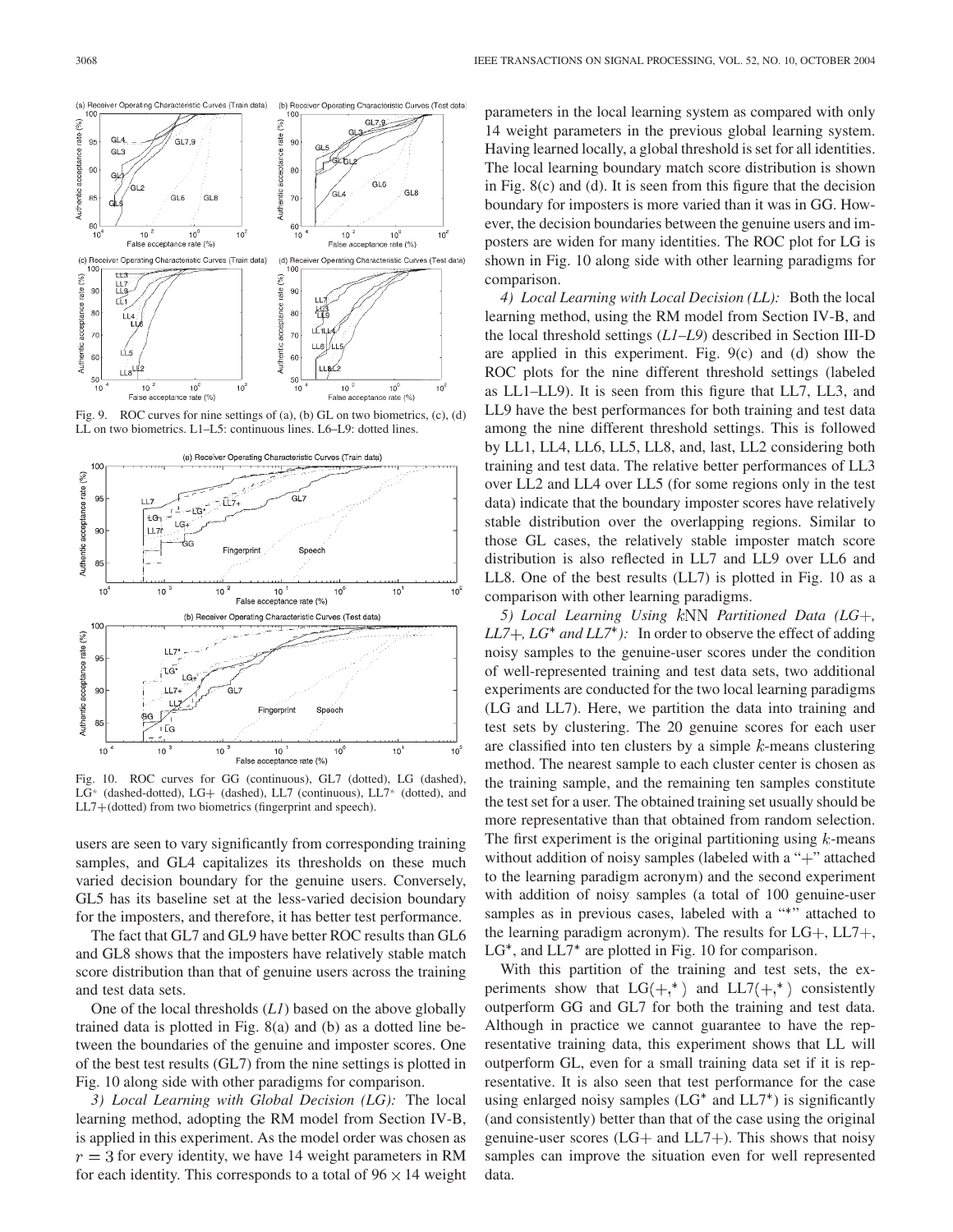Fig. 9. ROC curves for nine settings of (a), (b) GL on two biometrics, (c), (d) LL on two biometrics. L1–L5: continuous lines. L6–L9: dotted lines.

Fig. 10. ROC curves for GG (continuous), GL7 (dotted), LG (dashed), LG* (dashed-dotted), LG+ (dashed), LL7 (continuous), LL7* (dotted), and LL7+(dotted) from two biometrics (fingerprint and speech).

users are seen to vary significantly from corresponding training samples, and GL4 capitalizes its thresholds on these much varied decision boundary for the genuine users. Conversely, GL5 has its baseline set at the less-varied decision boundary for the imposters, and therefore, it has better test performance.

The fact that GL7 and GL9 have better ROC results than GL6 and GL8 shows that the imposters have relatively stable match score distribution than that of genuine users across the training and test data sets.

One of the local thresholds (*L1*) based on the above globally trained data is plotted in Fig. 8(a) and (b) as a dotted line between the boundaries of the genuine and imposter scores. One of the best test results (GL7) from the nine settings is plotted in Fig. 10 along side with other paradigms for comparison.

*3) Local Learning with Global Decision (LG):* The local learning method, adopting the RM model from Section IV-B, is applied in this experiment. As the model order was chosen as $r = 3$ for every identity, we have 14 weight parameters in RM for each identity. This corresponds to a total of $96 \times 14$ weight parameters in the local learning system as compared with only 14 weight parameters in the previous global learning system. Having learned locally, a global threshold is set for all identities. The local learning boundary match score distribution is shown in Fig. 8(c) and (d). It is seen from this figure that the decision boundary for imposters is more varied than it was in GG. However, the decision boundaries between the genuine users and imposters are widen for many identities. The ROC plot for LG is shown in Fig. 10 along side with other learning paradigms for comparison.

*4) Local Learning with Local Decision (LL):* Both the local learning method, using the RM model from Section IV-B, and the local threshold settings (*L1–L9*) described in Section III-D are applied in this experiment. Fig. 9(c) and (d) show the ROC plots for the nine different threshold settings (labeled as LL1–LL9). It is seen from this figure that LL7, LL3, and LL9 have the best performances for both training and test data among the nine different threshold settings. This is followed by LL1, LL4, LL6, LL5, LL8, and, last, LL2 considering both training and test data. The relative better performances of LL3 over LL2 and LL4 over LL5 (for some regions only in the test data) indicate that the boundary imposter scores have relatively stable distribution over the overlapping regions. Similar to those GL cases, the relatively stable imposter match score distribution is also reflected in LL7 and LL9 over LL6 and LL8. One of the best results (LL7) is plotted in Fig. 10 as a comparison with other learning paradigms.

*5) Local Learning Using $k$NN Partitioned Data (LG+, LL7+, LG\* and LL7\*):* In order to observe the effect of adding noisy samples to the genuine-user scores under the condition of well-represented training and test data sets, two additional experiments are conducted for the two local learning paradigms (LG and LL7). Here, we partition the data into training and test sets by clustering. The 20 genuine scores for each user are classified into ten clusters by a simple $k$-means clustering method. The nearest sample to each cluster center is chosen as the training sample, and the remaining ten samples constitute the test set for a user. The obtained training set usually should be more representative than that obtained from random selection. The first experiment is the original partitioning using $k$-means without addition of noisy samples (labeled with a "+" attached to the learning paradigm acronym) and the second experiment with addition of noisy samples (a total of 100 genuine-user samples as in previous cases, labeled with a "*" attached to the learning paradigm acronym). The results for LG+, LL7+, LG*, and LL7* are plotted in Fig. 10 for comparison.

With this partition of the training and test sets, the experiments show that LG(+,*) and LL7(+,*) consistently outperform GG and GL7 for both the training and test data. Although in practice we cannot guarantee to have the representative training data, this experiment shows that LL will outperform GL, even for a small training data set if it is representative. It is also seen that test performance for the case using enlarged noisy samples (LG* and LL7*) is significantly (and consistently) better than that of the case using the original genuine-user scores (LG+ and LL7+). This shows that noisy samples can improve the situation even for well represented data.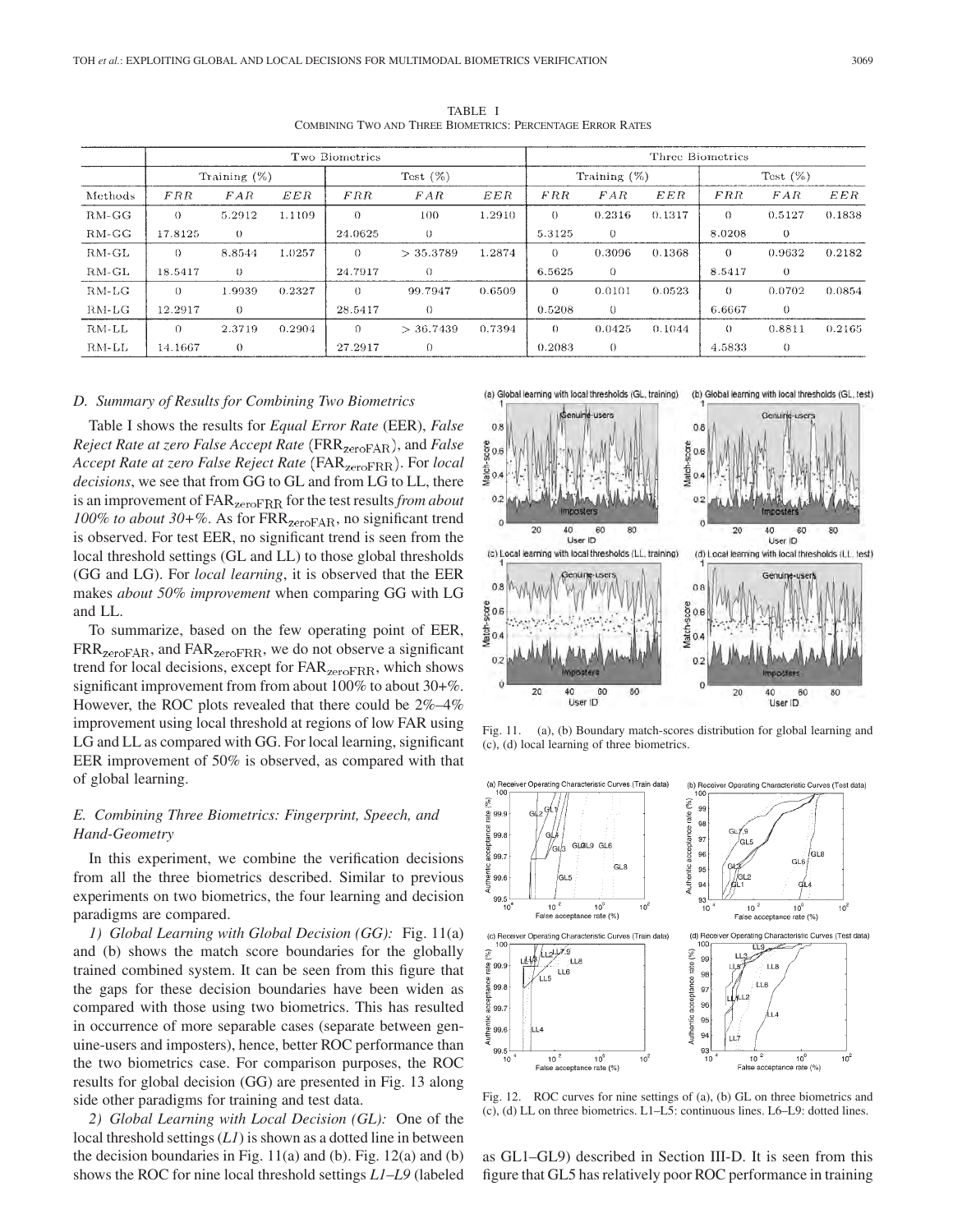TABLE I
COMBINING TWO AND THREE BIOMETRICS: PERCENTAGE ERROR RATES

| | Two Biometrics | | | | | | Three Biometrics | | | | | |
|---|---|---|---|---|---|---|---|---|---|---|---|---|
| | Training (%) | | | Test (%) | | | Training (%) | | | Test (%) | | |
| Methods | $FRR$ | $FAR$ | $EER$ | $FRR$ | $FAR$ | $EER$ | $FRR$ | $FAR$ | $EER$ | $FRR$ | $FAR$ | $EER$ |
| RM-GG | 0 | 5.2912 | 1.1109 | 0 | 100 | 1.2910 | 0 | 0.2316 | 0.1317 | 0 | 0.5127 | 0.1838 |
| RM-GG | 17.8125 | 0 | | 24.0625 | 0 | | 5.3125 | 0 | | 8.0208 | 0 | |
| RM-GL | 0 | 8.8544 | 1.0257 | 0 | > 35.3789 | 1.2874 | 0 | 0.3096 | 0.1368 | 0 | 0.9632 | 0.2182 |
| RM-GL | 18.5417 | 0 | | 24.7917 | 0 | | 6.5625 | 0 | | 8.5417 | 0 | |
| RM-LG | 0 | 1.9939 | 0.2327 | 0 | 99.7947 | 0.6509 | 0 | 0.0101 | 0.0523 | 0 | 0.0702 | 0.0854 |
| RM-LG | 12.2917 | 0 | | 28.5417 | 0 | | 0.5208 | 0 | | 6.6667 | 0 | |
| RM-LL | 0 | 2.3719 | 0.2904 | 0 | > 36.7439 | 0.7394 | 0 | 0.0425 | 0.1044 | 0 | 0.8811 | 0.2165 |
| RM-LL | 14.1667 | 0 | | 27.2917 | 0 | | 0.2083 | 0 | | 4.5833 | 0 | |

### D. Summary of Results for Combining Two Biometrics

Table I shows the results for *Equal Error Rate* (EER), *False Reject Rate at zero False Accept Rate* ($\text{FRR}_{\text{zeroFAR}}$), and *False Accept Rate at zero False Reject Rate* ($\text{FAR}_{\text{zeroFRR}}$). For *local decisions*, we see that from GG to GL and from LG to LL, there is an improvement of $\text{FAR}_{\text{zeroFRR}}$ for the test results *from about 100% to about 30+%*. As for $\text{FRR}_{\text{zeroFAR}}$, no significant trend is observed. For test EER, no significant trend is seen from the local threshold settings (GL and LL) to those global thresholds (GG and LG). For *local learning*, it is observed that the EER makes *about 50% improvement* when comparing GG with LG and LL.

To summarize, based on the few operating point of EER, $\text{FRR}_{\text{zeroFAR}}$, and $\text{FAR}_{\text{zeroFRR}}$, we do not observe a significant trend for local decisions, except for $\text{FAR}_{\text{zeroFRR}}$, which shows significant improvement from from about 100% to about 30+%. However, the ROC plots revealed that there could be 2%–4% improvement using local threshold at regions of low FAR using LG and LL as compared with GG. For local learning, significant EER improvement of 50% is observed, as compared with that of global learning.

### E. Combining Three Biometrics: Fingerprint, Speech, and Hand-Geometry

In this experiment, we combine the verification decisions from all the three biometrics described. Similar to previous experiments on two biometrics, the four learning and decision paradigms are compared.

*1) Global Learning with Global Decision (GG):* Fig. 11(a) and (b) shows the match score boundaries for the globally trained combined system. It can be seen from this figure that the gaps for these decision boundaries have been widen as compared with those using two biometrics. This has resulted in occurrence of more separable cases (separate between genuine-users and imposters), hence, better ROC performance than the two biometrics case. For comparison purposes, the ROC results for global decision (GG) are presented in Fig. 13 along side other paradigms for training and test data.

*2) Global Learning with Local Decision (GL):* One of the local threshold settings (*L1*) is shown as a dotted line in between the decision boundaries in Fig. 11(a) and (b). Fig. 12(a) and (b) shows the ROC for nine local threshold settings *L1–L9* (labeled as GL1–GL9) described in Section III-D. It is seen from this figure that GL5 has relatively poor ROC performance in training

Fig. 11. (a), (b) Boundary match-scores distribution for global learning and (c), (d) local learning of three biometrics.

Fig. 12. ROC curves for nine settings of (a), (b) GL on three biometrics and (c), (d) LL on three biometrics. L1–L5: continuous lines. L6–L9: dotted lines.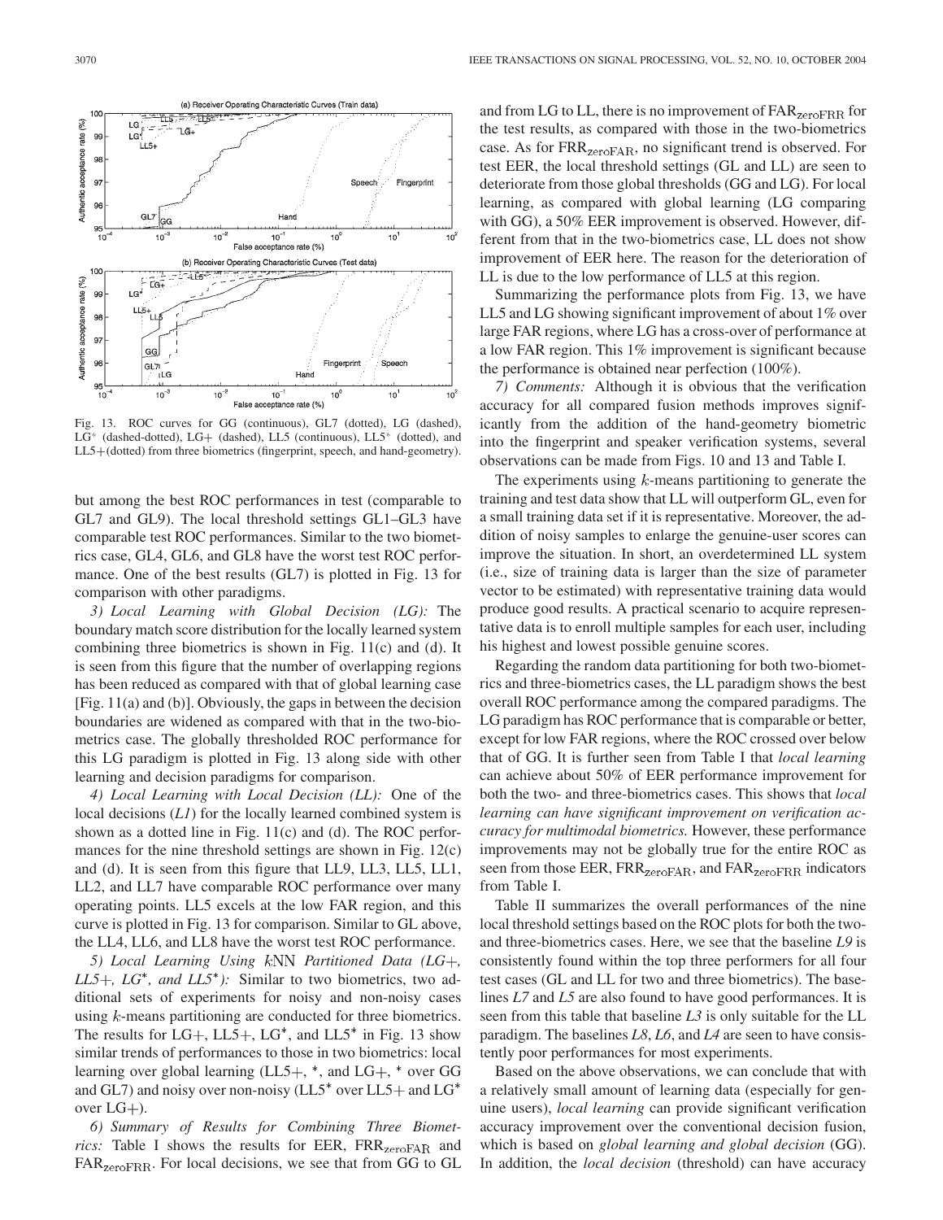Fig. 13. ROC curves for GG (continuous), GL7 (dotted), LG (dashed), LG* (dashed-dotted), LG+ (dashed), LL5 (continuous), LL5* (dotted), and LL5+(dotted) from three biometrics (fingerprint, speech, and hand-geometry).

but among the best ROC performances in test (comparable to GL7 and GL9). The local threshold settings GL1–GL3 have comparable test ROC performances. Similar to the two biometrics case, GL4, GL6, and GL8 have the worst test ROC performance. One of the best results (GL7) is plotted in Fig. 13 for comparison with other paradigms.

*3) Local Learning with Global Decision (LG):* The boundary match score distribution for the locally learned system combining three biometrics is shown in Fig. 11(c) and (d). It is seen from this figure that the number of overlapping regions has been reduced as compared with that of global learning case [Fig. 11(a) and (b)]. Obviously, the gaps in between the decision boundaries are widened as compared with that in the two-biometrics case. The globally thresholded ROC performance for this LG paradigm is plotted in Fig. 13 along side with other learning and decision paradigms for comparison.

*4) Local Learning with Local Decision (LL):* One of the local decisions (*L1*) for the locally learned combined system is shown as a dotted line in Fig. 11(c) and (d). The ROC performances for the nine threshold settings are shown in Fig. 12(c) and (d). It is seen from this figure that LL9, LL3, LL5, LL1, LL2, and LL7 have comparable ROC performance over many operating points. LL5 excels at the low FAR region, and this curve is plotted in Fig. 13 for comparison. Similar to GL above, the LL4, LL6, and LL8 have the worst test ROC performance.

*5) Local Learning Using kNN Partitioned Data (LG+, LL5+, LG\*, and LL5\*):* Similar to two biometrics, two additional sets of experiments for noisy and non-noisy cases using $k$-means partitioning are conducted for three biometrics. The results for LG+, LL5+, LG*, and LL5* in Fig. 13 show similar trends of performances to those in two biometrics: local learning over global learning (LL5+, *, and LG+, * over GG and GL7) and noisy over non-noisy (LL5* over LL5+ and LG* over LG+).

*6) Summary of Results for Combining Three Biometrics:* Table I shows the results for EER, $\mathrm{FRR}_{\mathrm{zeroFAR}}$ and $\mathrm{FAR}_{\mathrm{zeroFRR}}$. For local decisions, we see that from GG to GL and from LG to LL, there is no improvement of $\mathrm{FAR}_{\mathrm{zeroFRR}}$ for the test results, as compared with those in the two-biometrics case. As for $\mathrm{FRR}_{\mathrm{zeroFAR}}$, no significant trend is observed. For test EER, the local threshold settings (GL and LL) are seen to deteriorate from those global thresholds (GG and LG). For local learning, as compared with global learning (LG comparing with GG), a 50% EER improvement is observed. However, different from that in the two-biometrics case, LL does not show improvement of EER here. The reason for the deterioration of LL is due to the low performance of LL5 at this region.

Summarizing the performance plots from Fig. 13, we have LL5 and LG showing significant improvement of about 1% over large FAR regions, where LG has a cross-over of performance at a low FAR region. This 1% improvement is significant because the performance is obtained near perfection (100%).

*7) Comments:* Although it is obvious that the verification accuracy for all compared fusion methods improves significantly from the addition of the hand-geometry biometric into the fingerprint and speaker verification systems, several observations can be made from Figs. 10 and 13 and Table I.

The experiments using $k$-means partitioning to generate the training and test data show that LL will outperform GL, even for a small training data set if it is representative. Moreover, the addition of noisy samples to enlarge the genuine-user scores can improve the situation. In short, an overdetermined LL system (i.e., size of training data is larger than the size of parameter vector to be estimated) with representative training data would produce good results. A practical scenario to acquire representative data is to enroll multiple samples for each user, including his highest and lowest possible genuine scores.

Regarding the random data partitioning for both two-biometrics and three-biometrics cases, the LL paradigm shows the best overall ROC performance among the compared paradigms. The LG paradigm has ROC performance that is comparable or better, except for low FAR regions, where the ROC crossed over below that of GG. It is further seen from Table I that *local learning* can achieve about 50% of EER performance improvement for both the two- and three-biometrics cases. This shows that *local learning can have significant improvement on verification accuracy for multimodal biometrics.* However, these performance improvements may not be globally true for the entire ROC as seen from those EER, $\mathrm{FRR}_{\mathrm{zeroFAR}}$, and $\mathrm{FAR}_{\mathrm{zeroFRR}}$ indicators from Table I.

Table II summarizes the overall performances of the nine local threshold settings based on the ROC plots for both the two- and three-biometrics cases. Here, we see that the baseline *L9* is consistently found within the top three performers for all four test cases (GL and LL for two and three biometrics). The baselines *L7* and *L5* are also found to have good performances. It is seen from this table that baseline *L3* is only suitable for the LL paradigm. The baselines *L8*, *L6*, and *L4* are seen to have consistently poor performances for most experiments.

Based on the above observations, we can conclude that with a relatively small amount of learning data (especially for genuine users), *local learning* can provide significant verification accuracy improvement over the conventional decision fusion, which is based on *global learning and global decision* (GG). In addition, the *local decision* (threshold) can have accuracy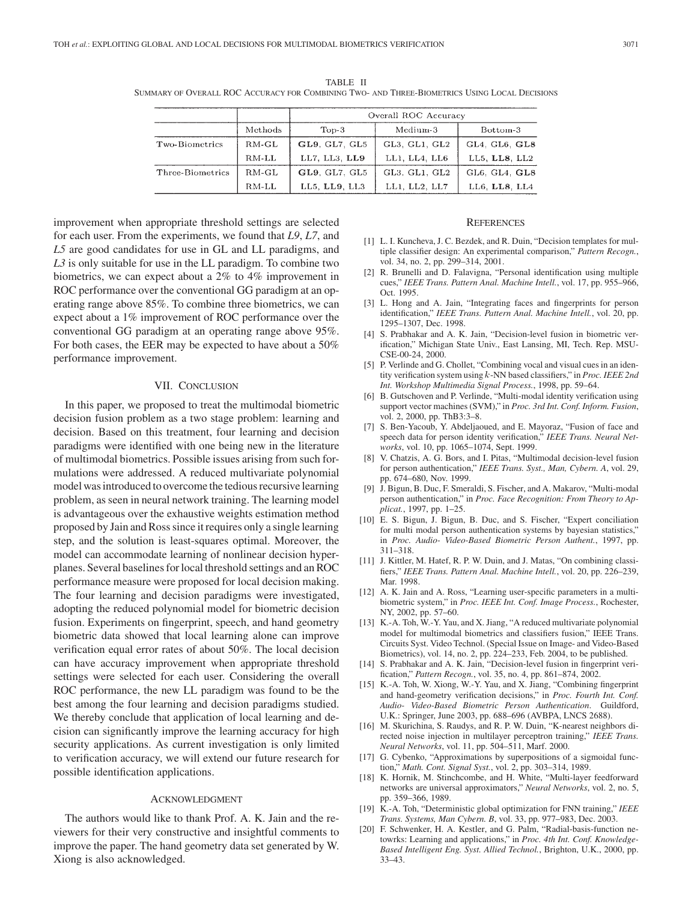TABLE II
SUMMARY OF OVERALL ROC ACCURACY FOR COMBINING TWO- AND THREE-BIOMETRICS USING LOCAL DECISIONS

| | Methods | Overall ROC Accuracy | | |
|---|---|---|---|---|
| | | Top-3 | Medium-3 | Bottom-3 |
| Two-Biometrics | RM-GL | **GL9**, GL7, GL5 | GL3, GL1, GL2 | GL4, GL6, **GL8** |
| | RM-LL | LL7, LL3, **LL9** | LL1, LL4, LL6 | LL5, **LL8**, LL2 |
| Three-Biometrics | RM-GL | **GL9**, GL7, GL5 | GL3, GL1, GL2 | GL6, GL4, **GL8** |
| | RM-LL | LL5, **LL9**, LL3 | LL1, LL2, LL7 | LL6, **LL8**, LL4 |

improvement when appropriate threshold settings are selected for each user. From the experiments, we found that *L9*, *L7*, and *L5* are good candidates for use in GL and LL paradigms, and *L3* is only suitable for use in the LL paradigm. To combine two biometrics, we can expect about a 2% to 4% improvement in ROC performance over the conventional GG paradigm at an operating range above 85%. To combine three biometrics, we can expect about a 1% improvement of ROC performance over the conventional GG paradigm at an operating range above 95%. For both cases, the EER may be expected to have about a 50% performance improvement.

## VII. Conclusion

In this paper, we proposed to treat the multimodal biometric decision fusion problem as a two stage problem: learning and decision. Based on this treatment, four learning and decision paradigms were identified with one being new in the literature of multimodal biometrics. Possible issues arising from such formulations were addressed. A reduced multivariate polynomial model was introduced to overcome the tedious recursive learning problem, as seen in neural network training. The learning model is advantageous over the exhaustive weights estimation method proposed by Jain and Ross since it requires only a single learning step, and the solution is least-squares optimal. Moreover, the model can accommodate learning of nonlinear decision hyperplanes. Several baselines for local threshold settings and an ROC performance measure were proposed for local decision making. The four learning and decision paradigms were investigated, adopting the reduced polynomial model for biometric decision fusion. Experiments on fingerprint, speech, and hand geometry biometric data showed that local learning alone can improve verification equal error rates of about 50%. The local decision can have accuracy improvement when appropriate threshold settings were selected for each user. Considering the overall ROC performance, the new LL paradigm was found to be the best among the four learning and decision paradigms studied. We thereby conclude that application of local learning and decision can significantly improve the learning accuracy for high security applications. As current investigation is only limited to verification accuracy, we will extend our future research for possible identification applications.

## Acknowledgment

The authors would like to thank Prof. A. K. Jain and the reviewers for their very constructive and insightful comments to improve the paper. The hand geometry data set generated by W. Xiong is also acknowledged.

## References

[1] L. I. Kuncheva, J. C. Bezdek, and R. Duin, “Decision templates for multiple classifier design: An experimental comparison,” *Pattern Recogn.*, vol. 34, no. 2, pp. 299–314, 2001.

[2] R. Brunelli and D. Falavigna, “Personal identification using multiple cues,” *IEEE Trans. Pattern Anal. Machine Intell.*, vol. 17, pp. 955–966, Oct. 1995.

[3] L. Hong and A. Jain, “Integrating faces and fingerprints for person identification,” *IEEE Trans. Pattern Anal. Machine Intell.*, vol. 20, pp. 1295–1307, Dec. 1998.

[4] S. Prabhakar and A. K. Jain, “Decision-level fusion in biometric verification,” Michigan State Univ., East Lansing, MI, Tech. Rep. MSU-CSE-00-24, 2000.

[5] P. Verlinde and G. Chollet, “Combining vocal and visual cues in an identity verification system using $k$-NN based classifiers,” in *Proc. IEEE 2nd Int. Workshop Multimedia Signal Process.*, 1998, pp. 59–64.

[6] B. Gutschoven and P. Verlinde, “Multi-modal identity verification using support vector machines (SVM),” in *Proc. 3rd Int. Conf. Inform. Fusion*, vol. 2, 2000, pp. ThB3:3–8.

[7] S. Ben-Yacoub, Y. Abdeljaoued, and E. Mayoraz, “Fusion of face and speech data for person identity verification,” *IEEE Trans. Neural Networks*, vol. 10, pp. 1065–1074, Sept. 1999.

[8] V. Chatzis, A. G. Bors, and I. Pitas, “Multimodal decision-level fusion for person authentication,” *IEEE Trans. Syst., Man, Cybern. A*, vol. 29, pp. 674–680, Nov. 1999.

[9] J. Bigun, B. Duc, F. Smeraldi, S. Fischer, and A. Makarov, “Multi-modal person authentication,” in *Proc. Face Recognition: From Theory to Applicat.*, 1997, pp. 1–25.

[10] E. S. Bigun, J. Bigun, B. Duc, and S. Fischer, “Expert conciliation for multi modal person authentication systems by bayesian statistics,” in *Proc. Audio- Video-Based Biometric Person Authent.*, 1997, pp. 311–318.

[11] J. Kittler, M. Hatef, R. P. W. Duin, and J. Matas, “On combining classifiers,” *IEEE Trans. Pattern Anal. Machine Intell.*, vol. 20, pp. 226–239, Mar. 1998.

[12] A. K. Jain and A. Ross, “Learning user-specific parameters in a multibiometric system,” in *Proc. IEEE Int. Conf. Image Process.*, Rochester, NY, 2002, pp. 57–60.

[13] K.-A. Toh, W.-Y. Yau, and X. Jiang, “A reduced multivariate polynomial model for multimodal biometrics and classifiers fusion,” IEEE Trans. Circuits Syst. Video Technol. (Special Issue on Image- and Video-Based Biometrics), vol. 14, no. 2, pp. 224–233, Feb. 2004, to be published.

[14] S. Prabhakar and A. K. Jain, “Decision-level fusion in fingerprint verification,” *Pattern Recogn.*, vol. 35, no. 4, pp. 861–874, 2002.

[15] K.-A. Toh, W. Xiong, W.-Y. Yau, and X. Jiang, “Combining fingerprint and hand-geometry verification decisions,” in *Proc. Fourth Int. Conf. Audio- Video-Based Biometric Person Authentication*. Guildford, U.K.: Springer, June 2003, pp. 688–696 (AVBPA, LNCS 2688).

[16] M. Skurichina, S. Raudys, and R. P. W. Duin, “K-nearest neighbors directed noise injection in multilayer perceptron training,” *IEEE Trans. Neural Networks*, vol. 11, pp. 504–511, Marf. 2000.

[17] G. Cybenko, “Approximations by superpositions of a sigmoidal function,” *Math. Cont. Signal Syst.*, vol. 2, pp. 303–314, 1989.

[18] K. Hornik, M. Stinchcombe, and H. White, “Multi-layer feedforward networks are universal approximators,” *Neural Networks*, vol. 2, no. 5, pp. 359–366, 1989.

[19] K.-A. Toh, “Deterministic global optimization for FNN training,” *IEEE Trans. Systems, Man Cybern. B*, vol. 33, pp. 977–983, Dec. 2003.

[20] F. Schwenker, H. A. Kestler, and G. Palm, “Radial-basis-function netowrks: Learning and applications,” in *Proc. 4th Int. Conf. Knowledge-Based Intelligent Eng. Syst. Allied Technol.*, Brighton, U.K., 2000, pp. 33–43.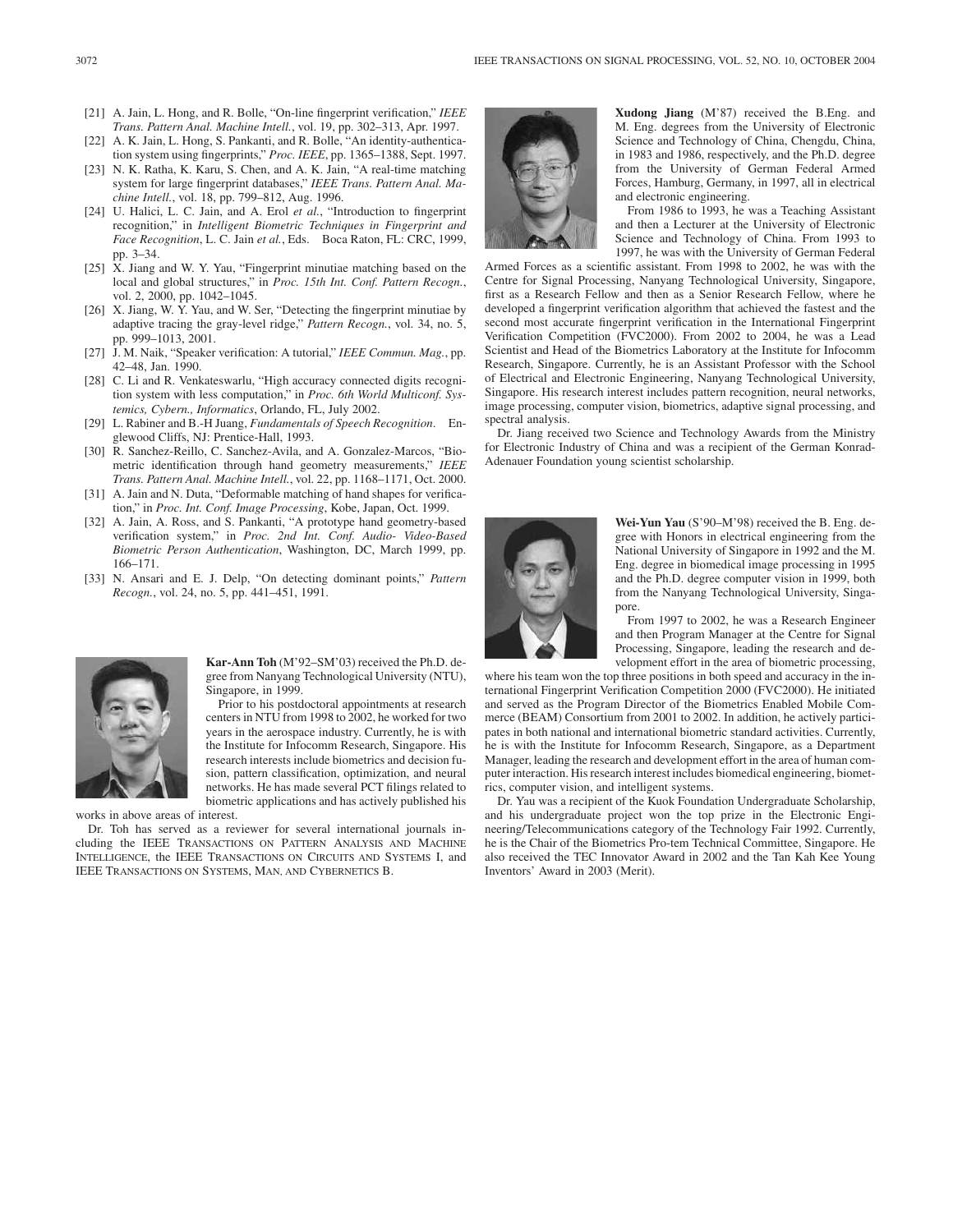[21] A. Jain, L. Hong, and R. Bolle, "On-line fingerprint verification," *IEEE Trans. Pattern Anal. Machine Intell.*, vol. 19, pp. 302–313, Apr. 1997.

[22] A. K. Jain, L. Hong, S. Pankanti, and R. Bolle, "An identity-authentication system using fingerprints," *Proc. IEEE*, pp. 1365–1388, Sept. 1997.

[23] N. K. Ratha, K. Karu, S. Chen, and A. K. Jain, "A real-time matching system for large fingerprint databases," *IEEE Trans. Pattern Anal. Machine Intell.*, vol. 18, pp. 799–812, Aug. 1996.

[24] U. Halici, L. C. Jain, and A. Erol *et al.*, "Introduction to fingerprint recognition," in *Intelligent Biometric Techniques in Fingerprint and Face Recognition*, L. C. Jain *et al.*, Eds. Boca Raton, FL: CRC, 1999, pp. 3–34.

[25] X. Jiang and W. Y. Yau, "Fingerprint minutiae matching based on the local and global structures," in *Proc. 15th Int. Conf. Pattern Recogn.*, vol. 2, 2000, pp. 1042–1045.

[26] X. Jiang, W. Y. Yau, and W. Ser, "Detecting the fingerprint minutiae by adaptive tracing the gray-level ridge," *Pattern Recogn.*, vol. 34, no. 5, pp. 999–1013, 2001.

[27] J. M. Naik, "Speaker verification: A tutorial," *IEEE Commun. Mag.*, pp. 42–48, Jan. 1990.

[28] C. Li and R. Venkateswarlu, "High accuracy connected digits recognition system with less computation," in *Proc. 6th World Multiconf. Systemics, Cybern., Informatics*, Orlando, FL, July 2002.

[29] L. Rabiner and B.-H Juang, *Fundamentals of Speech Recognition*. Englewood Cliffs, NJ: Prentice-Hall, 1993.

[30] R. Sanchez-Reillo, C. Sanchez-Avila, and A. Gonzalez-Marcos, "Biometric identification through hand geometry measurements," *IEEE Trans. Pattern Anal. Machine Intell.*, vol. 22, pp. 1168–1171, Oct. 2000.

[31] A. Jain and N. Duta, "Deformable matching of hand shapes for verification," in *Proc. Int. Conf. Image Processing*, Kobe, Japan, Oct. 1999.

[32] A. Jain, A. Ross, and S. Pankanti, "A prototype hand geometry-based verification system," in *Proc. 2nd Int. Conf. Audio- Video-Based Biometric Person Authentication*, Washington, DC, March 1999, pp. 166–171.

[33] N. Ansari and E. J. Delp, "On detecting dominant points," *Pattern Recogn.*, vol. 24, no. 5, pp. 441–451, 1991.

**Kar-Ann Toh** (M'92–SM'03) received the Ph.D. degree from Nanyang Technological University (NTU), Singapore, in 1999.

Prior to his postdoctoral appointments at research centers in NTU from 1998 to 2002, he worked for two years in the aerospace industry. Currently, he is with the Institute for Infocomm Research, Singapore. His research interests include biometrics and decision fusion, pattern classification, optimization, and neural networks. He has made several PCT filings related to biometric applications and has actively published his works in above areas of interest.

Dr. Toh has served as a reviewer for several international journals including the IEEE TRANSACTIONS ON PATTERN ANALYSIS AND MACHINE INTELLIGENCE, the IEEE TRANSACTIONS ON CIRCUITS AND SYSTEMS I, and IEEE TRANSACTIONS ON SYSTEMS, MAN, AND CYBERNETICS B.

**Xudong Jiang** (M'87) received the B.Eng. and M. Eng. degrees from the University of Electronic Science and Technology of China, Chengdu, China, in 1983 and 1986, respectively, and the Ph.D. degree from the University of German Federal Armed Forces, Hamburg, Germany, in 1997, all in electrical and electronic engineering.

From 1986 to 1993, he was a Teaching Assistant and then a Lecturer at the University of Electronic Science and Technology of China. From 1993 to 1997, he was with the University of German Federal Armed Forces as a scientific assistant. From 1998 to 2002, he was with the Centre for Signal Processing, Nanyang Technological University, Singapore, first as a Research Fellow and then as a Senior Research Fellow, where he developed a fingerprint verification algorithm that achieved the fastest and the second most accurate fingerprint verification in the International Fingerprint Verification Competition (FVC2000). From 2002 to 2004, he was a Lead Scientist and Head of the Biometrics Laboratory at the Institute for Infocomm Research, Singapore. Currently, he is an Assistant Professor with the School of Electrical and Electronic Engineering, Nanyang Technological University, Singapore. His research interest includes pattern recognition, neural networks, image processing, computer vision, biometrics, adaptive signal processing, and spectral analysis.

Dr. Jiang received two Science and Technology Awards from the Ministry for Electronic Industry of China and was a recipient of the German Konrad-Adenauer Foundation young scientist scholarship.

**Wei-Yun Yau** (S'90–M'98) received the B. Eng. degree with Honors in electrical engineering from the National University of Singapore in 1992 and the M. Eng. degree in biomedical image processing in 1995 and the Ph.D. degree computer vision in 1999, both from the Nanyang Technological University, Singapore.

From 1997 to 2002, he was a Research Engineer and then Program Manager at the Centre for Signal Processing, Singapore, leading the research and development effort in the area of biometric processing, where his team won the top three positions in both speed and accuracy in the international Fingerprint Verification Competition 2000 (FVC2000). He initiated and served as the Program Director of the Biometrics Enabled Mobile Commerce (BEAM) Consortium from 2001 to 2002. In addition, he actively participates in both national and international biometric standard activities. Currently, he is with the Institute for Infocomm Research, Singapore, as a Department Manager, leading the research and development effort in the area of human computer interaction. His research interest includes biomedical engineering, biometrics, computer vision, and intelligent systems.

Dr. Yau was a recipient of the Kuok Foundation Undergraduate Scholarship, and his undergraduate project won the top prize in the Electronic Engineering/Telecommunications category of the Technology Fair 1992. Currently, he is the Chair of the Biometrics Pro-tem Technical Committee, Singapore. He also received the TEC Innovator Award in 2002 and the Tan Kah Kee Young Inventors' Award in 2003 (Merit).